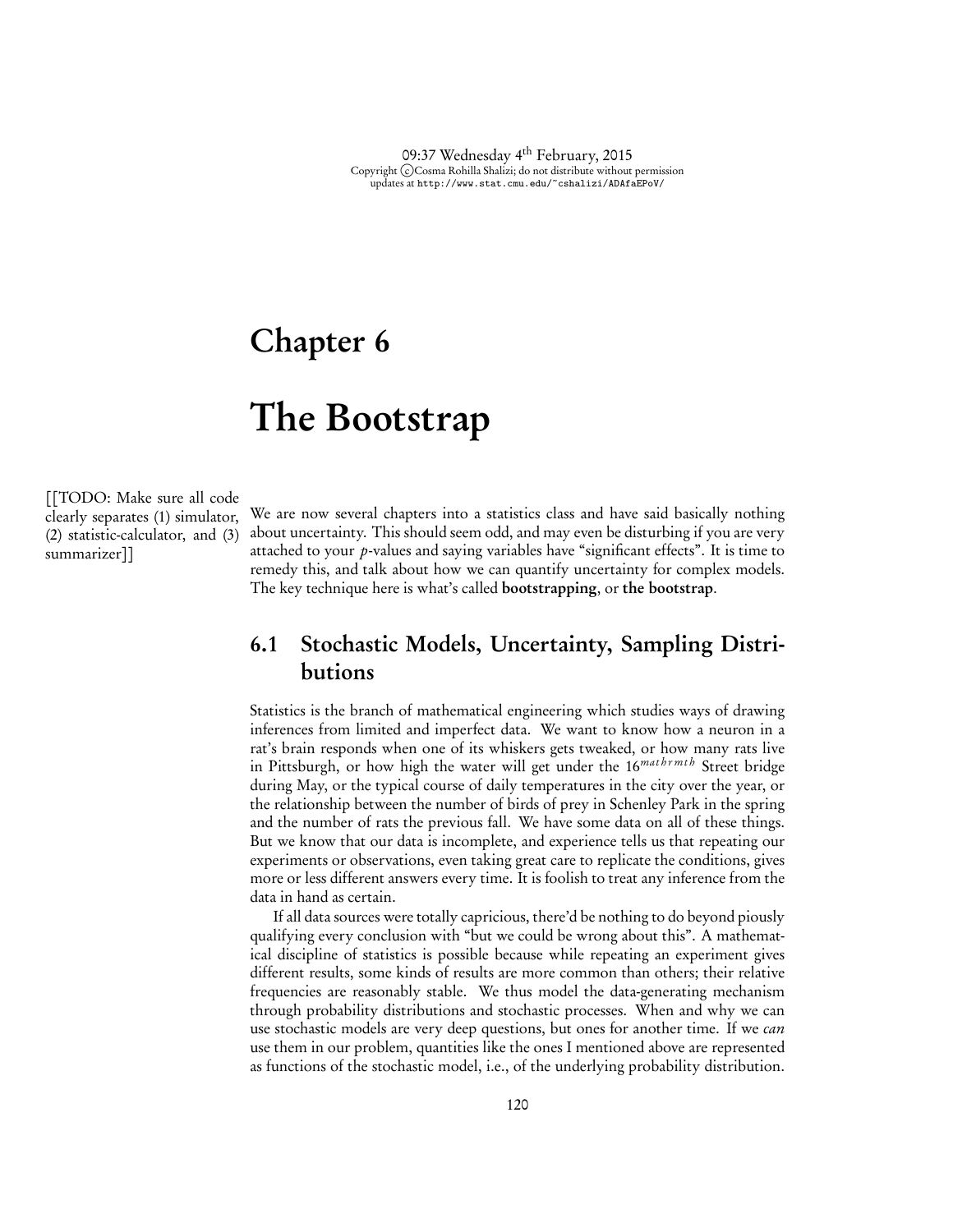09:37 Wednesday 4th February, 2015
Copyright ©Cosma Rohilla Shalizi; do not distribute without permission
updates at http://www.stat.cmu.edu/~cshalizi/ADAfaEPoV/

# Chapter 6

# The Bootstrap

[[TODO: Make sure all code clearly separates (1) simulator, (2) statistic-calculator, and (3) summarizer]]

We are now several chapters into a statistics class and have said basically nothing about uncertainty. This should seem odd, and may even be disturbing if you are very attached to your *p*-values and saying variables have "significant effects". It is time to remedy this, and talk about how we can quantify uncertainty for complex models. The key technique here is what's called **bootstrapping**, or **the bootstrap**.

## 6.1 Stochastic Models, Uncertainty, Sampling Distributions

Statistics is the branch of mathematical engineering which studies ways of drawing inferences from limited and imperfect data. We want to know how a neuron in a rat's brain responds when one of its whiskers gets tweaked, or how many rats live in Pittsburgh, or how high the water will get under the $16^{mathrmth}$ Street bridge during May, or the typical course of daily temperatures in the city over the year, or the relationship between the number of birds of prey in Schenley Park in the spring and the number of rats the previous fall. We have some data on all of these things. But we know that our data is incomplete, and experience tells us that repeating our experiments or observations, even taking great care to replicate the conditions, gives more or less different answers every time. It is foolish to treat any inference from the data in hand as certain.

If all data sources were totally capricious, there'd be nothing to do beyond piously qualifying every conclusion with "but we could be wrong about this". A mathematical discipline of statistics is possible because while repeating an experiment gives different results, some kinds of results are more common than others; their relative frequencies are reasonably stable. We thus model the data-generating mechanism through probability distributions and stochastic processes. When and why we can use stochastic models are very deep questions, but ones for another time. If we *can* use them in our problem, quantities like the ones I mentioned above are represented as functions of the stochastic model, i.e., of the underlying probability distribution.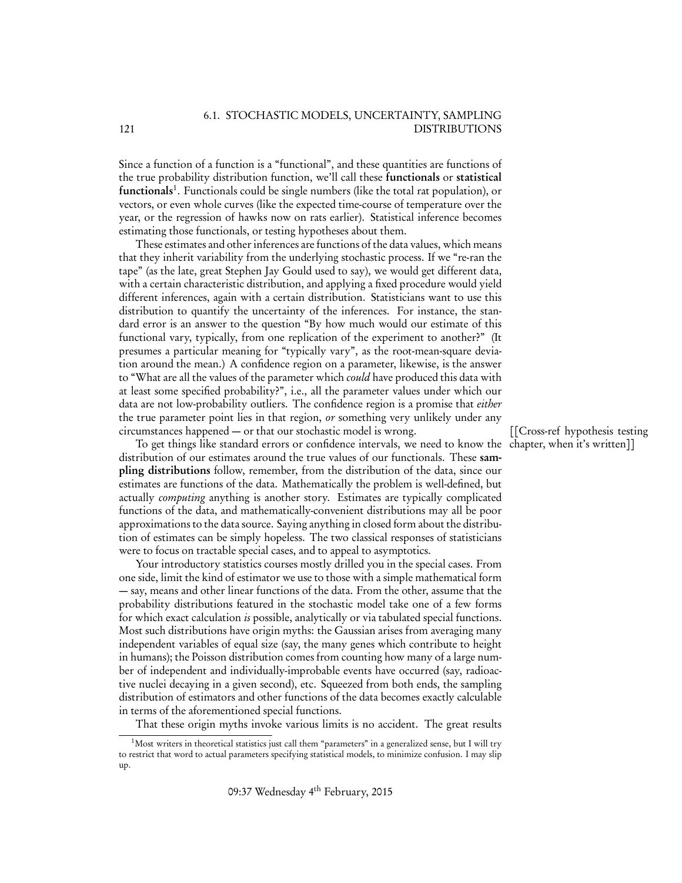Since a function of a function is a "functional", and these quantities are functions of the true probability distribution function, we'll call these **functionals** or **statistical functionals**[1]. Functionals could be single numbers (like the total rat population), or vectors, or even whole curves (like the expected time-course of temperature over the year, or the regression of hawks now on rats earlier). Statistical inference becomes estimating those functionals, or testing hypotheses about them.

These estimates and other inferences are functions of the data values, which means that they inherit variability from the underlying stochastic process. If we "re-ran the tape" (as the late, great Stephen Jay Gould used to say), we would get different data, with a certain characteristic distribution, and applying a fixed procedure would yield different inferences, again with a certain distribution. Statisticians want to use this distribution to quantify the uncertainty of the inferences. For instance, the standard error is an answer to the question "By how much would our estimate of this functional vary, typically, from one replication of the experiment to another?" (It presumes a particular meaning for "typically vary", as the root-mean-square deviation around the mean.) A confidence region on a parameter, likewise, is the answer to "What are all the values of the parameter which *could* have produced this data with at least some specified probability?", i.e., all the parameter values under which our data are not low-probability outliers. The confidence region is a promise that *either* the true parameter point lies in that region, *or* something very unlikely under any circumstances happened — or that our stochastic model is wrong.

[[Cross-ref hypothesis testing chapter, when it's written]]

To get things like standard errors or confidence intervals, we need to know the distribution of our estimates around the true values of our functionals. These **sampling distributions** follow, remember, from the distribution of the data, since our estimates are functions of the data. Mathematically the problem is well-defined, but actually *computing* anything is another story. Estimates are typically complicated functions of the data, and mathematically-convenient distributions may all be poor approximations to the data source. Saying anything in closed form about the distribution of estimates can be simply hopeless. The two classical responses of statisticians were to focus on tractable special cases, and to appeal to asymptotics.

Your introductory statistics courses mostly drilled you in the special cases. From one side, limit the kind of estimator we use to those with a simple mathematical form — say, means and other linear functions of the data. From the other, assume that the probability distributions featured in the stochastic model take one of a few forms for which exact calculation *is* possible, analytically or via tabulated special functions. Most such distributions have origin myths: the Gaussian arises from averaging many independent variables of equal size (say, the many genes which contribute to height in humans); the Poisson distribution comes from counting how many of a large number of independent and individually-improbable events have occurred (say, radioactive nuclei decaying in a given second), etc. Squeezed from both ends, the sampling distribution of estimators and other functions of the data becomes exactly calculable in terms of the aforementioned special functions.

That these origin myths invoke various limits is no accident. The great results

[1] Most writers in theoretical statistics just call them "parameters" in a generalized sense, but I will try to restrict that word to actual parameters specifying statistical models, to minimize confusion. I may slip up.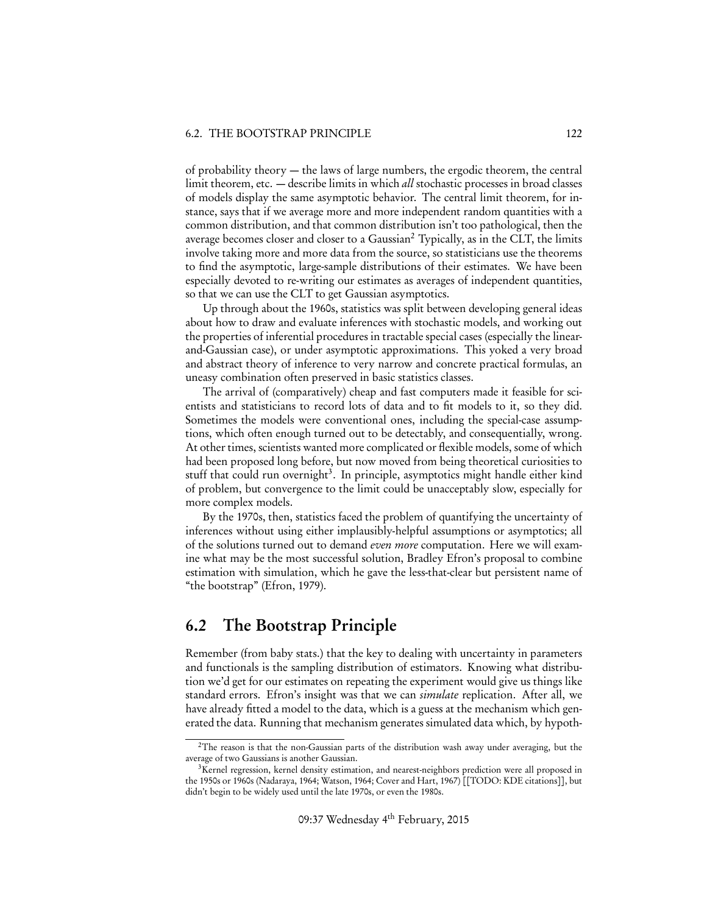of probability theory — the laws of large numbers, the ergodic theorem, the central limit theorem, etc. — describe limits in which *all* stochastic processes in broad classes of models display the same asymptotic behavior. The central limit theorem, for instance, says that if we average more and more independent random quantities with a common distribution, and that common distribution isn't too pathological, then the average becomes closer and closer to a Gaussian[2] Typically, as in the CLT, the limits involve taking more and more data from the source, so statisticians use the theorems to find the asymptotic, large-sample distributions of their estimates. We have been especially devoted to re-writing our estimates as averages of independent quantities, so that we can use the CLT to get Gaussian asymptotics.

Up through about the 1960s, statistics was split between developing general ideas about how to draw and evaluate inferences with stochastic models, and working out the properties of inferential procedures in tractable special cases (especially the linear-and-Gaussian case), or under asymptotic approximations. This yoked a very broad and abstract theory of inference to very narrow and concrete practical formulas, an uneasy combination often preserved in basic statistics classes.

The arrival of (comparatively) cheap and fast computers made it feasible for scientists and statisticians to record lots of data and to fit models to it, so they did. Sometimes the models were conventional ones, including the special-case assumptions, which often enough turned out to be detectably, and consequentially, wrong. At other times, scientists wanted more complicated or flexible models, some of which had been proposed long before, but now moved from being theoretical curiosities to stuff that could run overnight[3]. In principle, asymptotics might handle either kind of problem, but convergence to the limit could be unacceptably slow, especially for more complex models.

By the 1970s, then, statistics faced the problem of quantifying the uncertainty of inferences without using either implausibly-helpful assumptions or asymptotics; all of the solutions turned out to demand *even more* computation. Here we will examine what may be the most successful solution, Bradley Efron's proposal to combine estimation with simulation, which he gave the less-that-clear but persistent name of "the bootstrap" (Efron, 1979).

## 6.2 The Bootstrap Principle

Remember (from baby stats.) that the key to dealing with uncertainty in parameters and functionals is the sampling distribution of estimators. Knowing what distribution we'd get for our estimates on repeating the experiment would give us things like standard errors. Efron's insight was that we can *simulate* replication. After all, we have already fitted a model to the data, which is a guess at the mechanism which generated the data. Running that mechanism generates simulated data which, by hypoth-

---

[2]The reason is that the non-Gaussian parts of the distribution wash away under averaging, but the average of two Gaussians is another Gaussian.

[3]Kernel regression, kernel density estimation, and nearest-neighbors prediction were all proposed in the 1950s or 1960s (Nadaraya, 1964; Watson, 1964; Cover and Hart, 1967) [[TODO: KDE citations]], but didn't begin to be widely used until the late 1970s, or even the 1980s.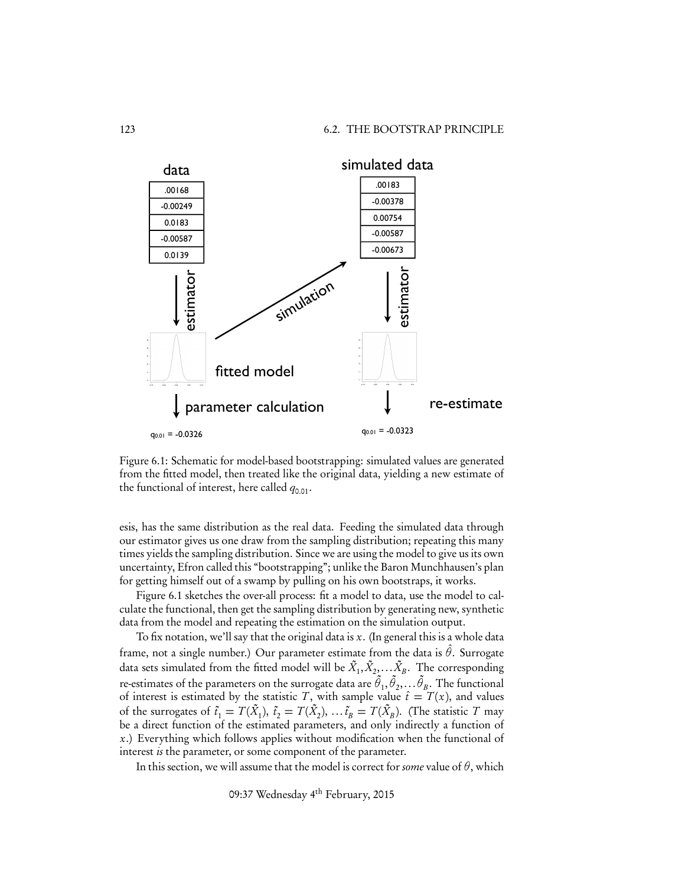Figure 6.1: Schematic for model-based bootstrapping: simulated values are generated from the fitted model, then treated like the original data, yielding a new estimate of the functional of interest, here called $q_{0.01}$.

esis, has the same distribution as the real data. Feeding the simulated data through our estimator gives us one draw from the sampling distribution; repeating this many times yields the sampling distribution. Since we are using the model to give us its own uncertainty, Efron called this "bootstrapping"; unlike the Baron Munchhausen's plan for getting himself out of a swamp by pulling on his own bootstraps, it works.

Figure 6.1 sketches the over-all process: fit a model to data, use the model to calculate the functional, then get the sampling distribution by generating new, synthetic data from the model and repeating the estimation on the simulation output.

To fix notation, we'll say that the original data is $x$. (In general this is a whole data frame, not a single number.) Our parameter estimate from the data is $\hat{\theta}$. Surrogate data sets simulated from the fitted model will be $\tilde{X}_1, \tilde{X}_2, \ldots \tilde{X}_B$. The corresponding re-estimates of the parameters on the surrogate data are $\tilde{\theta}_1, \tilde{\theta}_2, \ldots \tilde{\theta}_B$. The functional of interest is estimated by the statistic $T$, with sample value $\hat{t} = T(x)$, and values of the surrogates of $\tilde{t}_1 = T(\tilde{X}_1)$, $\tilde{t}_2 = T(\tilde{X}_2)$, $\ldots \tilde{t}_B = T(\tilde{X}_B)$. (The statistic $T$ may be a direct function of the estimated parameters, and only indirectly a function of $x$.) Everything which follows applies without modification when the functional of interest *is* the parameter, or some component of the parameter.

In this section, we will assume that the model is correct for *some* value of $\theta$, which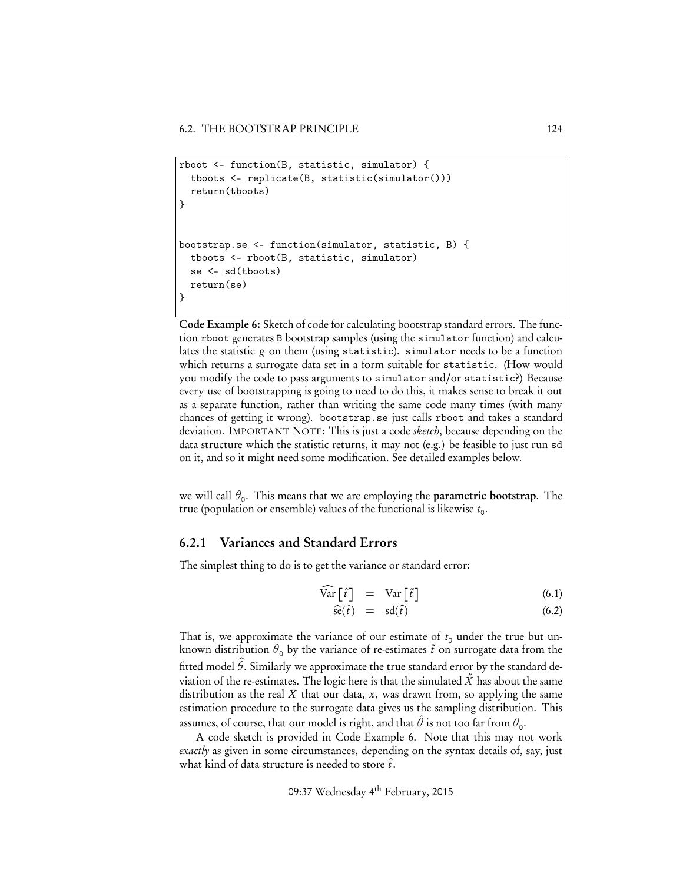```
rboot <- function(B, statistic, simulator) {
  tboots <- replicate(B, statistic(simulator()))
  return(tboots)
}


bootstrap.se <- function(simulator, statistic, B) {
  tboots <- rboot(B, statistic, simulator)
  se <- sd(tboots)
  return(se)
}
```

**Code Example 6:** Sketch of code for calculating bootstrap standard errors. The function `rboot` generates `B` bootstrap samples (using the `simulator` function) and calculates the statistic $g$ on them (using `statistic`). `simulator` needs to be a function which returns a surrogate data set in a form suitable for `statistic`. (How would you modify the code to pass arguments to `simulator` and/or `statistic`?) Because every use of bootstrapping is going to need to do this, it makes sense to break it out as a separate function, rather than writing the same code many times (with many chances of getting it wrong). `bootstrap.se` just calls `rboot` and takes a standard deviation. IMPORTANT NOTE: This is just a code *sketch*, because depending on the data structure which the statistic returns, it may not (e.g.) be feasible to just run `sd` on it, and so it might need some modification. See detailed examples below.

we will call $\theta_0$. This means that we are employing the **parametric bootstrap**. The true (population or ensemble) values of the functional is likewise $t_0$.

### 6.2.1 Variances and Standard Errors

The simplest thing to do is to get the variance or standard error:

$$\widehat{\text{Var}}\left[\hat{t}\right] = \text{Var}\left[\tilde{t}\right] \tag{6.1}$$

$$\widehat{\text{se}}(\hat{t}) = \text{sd}(\tilde{t}) \tag{6.2}$$

That is, we approximate the variance of our estimate of $t_0$ under the true but unknown distribution $\theta_0$ by the variance of re-estimates $\tilde{t}$ on surrogate data from the fitted model $\widehat{\theta}$. Similarly we approximate the true standard error by the standard deviation of the re-estimates. The logic here is that the simulated $\tilde{X}$ has about the same distribution as the real $X$ that our data, $x$, was drawn from, so applying the same estimation procedure to the surrogate data gives us the sampling distribution. This assumes, of course, that our model is right, and that $\hat{\theta}$ is not too far from $\theta_0$.

A code sketch is provided in Code Example 6. Note that this may not work *exactly* as given in some circumstances, depending on the syntax details of, say, just what kind of data structure is needed to store $\hat{t}$.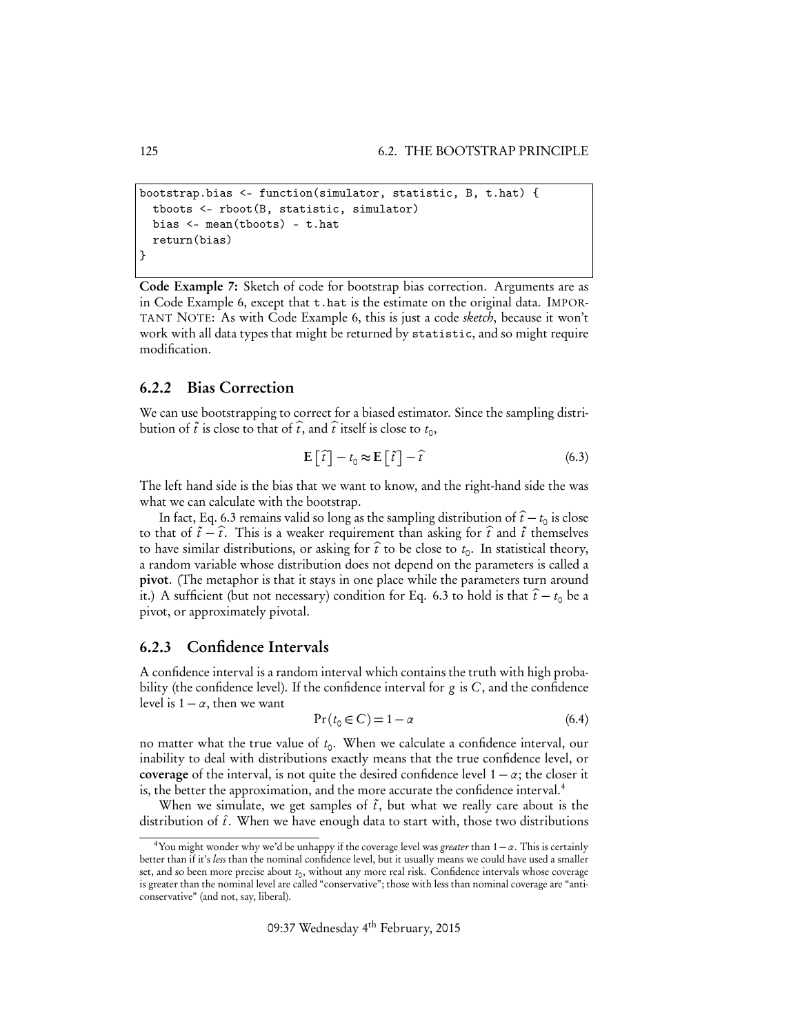```
bootstrap.bias <- function(simulator, statistic, B, t.hat) {
  tboots <- rboot(B, statistic, simulator)
  bias <- mean(tboots) - t.hat
  return(bias)
}
```

**Code Example 7:** Sketch of code for bootstrap bias correction. Arguments are as in Code Example 6, except that `t.hat` is the estimate on the original data. IMPORTANT NOTE: As with Code Example 6, this is just a code *sketch*, because it won't work with all data types that might be returned by `statistic`, and so might require modification.

### 6.2.2 Bias Correction

We can use bootstrapping to correct for a biased estimator. Since the sampling distribution of $\tilde{t}$ is close to that of $\widehat{t}$, and $\widehat{t}$ itself is close to $t_0$,

$$\mathbf{E}\left[\widehat{t}\right] - t_0 \approx \mathbf{E}\left[\tilde{t}\right] - \widehat{t} \tag{6.3}$$

The left hand side is the bias that we want to know, and the right-hand side the was what we can calculate with the bootstrap.

In fact, Eq. 6.3 remains valid so long as the sampling distribution of $\widehat{t} - t_0$ is close to that of $\tilde{t} - \widehat{t}$. This is a weaker requirement than asking for $\widehat{t}$ and $\tilde{t}$ themselves to have similar distributions, or asking for $\widehat{t}$ to be close to $t_0$. In statistical theory, a random variable whose distribution does not depend on the parameters is called a **pivot**. (The metaphor is that it stays in one place while the parameters turn around it.) A sufficient (but not necessary) condition for Eq. 6.3 to hold is that $\widehat{t} - t_0$ be a pivot, or approximately pivotal.

### 6.2.3 Confidence Intervals

A confidence interval is a random interval which contains the truth with high probability (the confidence level). If the confidence interval for $g$ is $C$, and the confidence level is $1 - \alpha$, then we want

$$\Pr(t_0 \in C) = 1 - \alpha \tag{6.4}$$

no matter what the true value of $t_0$. When we calculate a confidence interval, our inability to deal with distributions exactly means that the true confidence level, or **coverage** of the interval, is not quite the desired confidence level $1 - \alpha$; the closer it is, the better the approximation, and the more accurate the confidence interval.[4]

When we simulate, we get samples of $\tilde{t}$, but what we really care about is the distribution of $\hat{t}$. When we have enough data to start with, those two distributions

[4] You might wonder why we'd be unhappy if the coverage level was *greater* than $1 - \alpha$. This is certainly better than if it's *less* than the nominal confidence level, but it usually means we could have used a smaller set, and so been more precise about $t_0$, without any more real risk. Confidence intervals whose coverage is greater than the nominal level are called "conservative"; those with less than nominal coverage are "anti-conservative" (and not, say, liberal).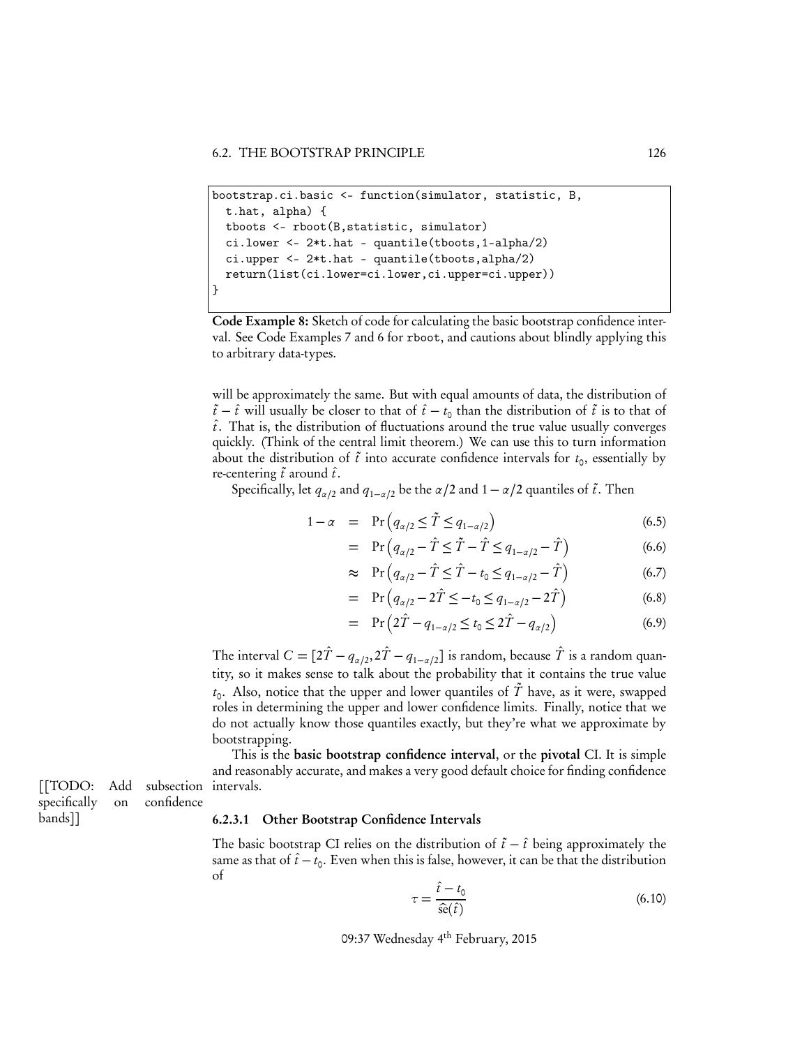```
bootstrap.ci.basic <- function(simulator, statistic, B,
  t.hat, alpha) {
  tboots <- rboot(B,statistic, simulator)
  ci.lower <- 2*t.hat - quantile(tboots,1-alpha/2)
  ci.upper <- 2*t.hat - quantile(tboots,alpha/2)
  return(list(ci.lower=ci.lower,ci.upper=ci.upper))
}
```

**Code Example 8:** Sketch of code for calculating the basic bootstrap confidence interval. See Code Examples 7 and 6 for `rboot`, and cautions about blindly applying this to arbitrary data-types.

will be approximately the same. But with equal amounts of data, the distribution of $\tilde{t} - \hat{t}$ will usually be closer to that of $\hat{t} - t_0$ than the distribution of $\tilde{t}$ is to that of $\hat{t}$. That is, the distribution of fluctuations around the true value usually converges quickly. (Think of the central limit theorem.) We can use this to turn information about the distribution of $\tilde{t}$ into accurate confidence intervals for $t_0$, essentially by re-centering $\tilde{t}$ around $\hat{t}$.

Specifically, let $q_{\alpha/2}$ and $q_{1-\alpha/2}$ be the $\alpha/2$ and $1-\alpha/2$ quantiles of $\tilde{t}$. Then

$$
\begin{aligned}
1-\alpha &= \Pr\left(q_{\alpha/2} \leq \tilde{T} \leq q_{1-\alpha/2}\right) & (6.5)\\
&= \Pr\left(q_{\alpha/2} - \hat{T} \leq \tilde{T} - \hat{T} \leq q_{1-\alpha/2} - \hat{T}\right) & (6.6)\\
&\approx \Pr\left(q_{\alpha/2} - \hat{T} \leq \hat{T} - t_0 \leq q_{1-\alpha/2} - \hat{T}\right) & (6.7)\\
&= \Pr\left(q_{\alpha/2} - 2\hat{T} \leq -t_0 \leq q_{1-\alpha/2} - 2\hat{T}\right) & (6.8)\\
&= \Pr\left(2\hat{T} - q_{1-\alpha/2} \leq t_0 \leq 2\hat{T} - q_{\alpha/2}\right) & (6.9)
\end{aligned}
$$

The interval $C = [2\hat{T} - q_{\alpha/2}, 2\hat{T} - q_{1-\alpha/2}]$ is random, because $\hat{T}$ is a random quantity, so it makes sense to talk about the probability that it contains the true value $t_0$. Also, notice that the upper and lower quantiles of $\tilde{T}$ have, as it were, swapped roles in determining the upper and lower confidence limits. Finally, notice that we do not actually know those quantiles exactly, but they're what we approximate by bootstrapping.

This is the **basic bootstrap confidence interval**, or the **pivotal** CI. It is simple and reasonably accurate, and makes a very good default choice for finding confidence intervals.

[[TODO: Add subsection specifically on confidence bands]]

#### 6.2.3.1 Other Bootstrap Confidence Intervals

The basic bootstrap CI relies on the distribution of $\tilde{t} - \hat{t}$ being approximately the same as that of $\hat{t} - t_0$. Even when this is false, however, it can be that the distribution of

$$\tau = \frac{\hat{t} - t_0}{\widehat{\text{se}}(\hat{t})} \tag{6.10}$$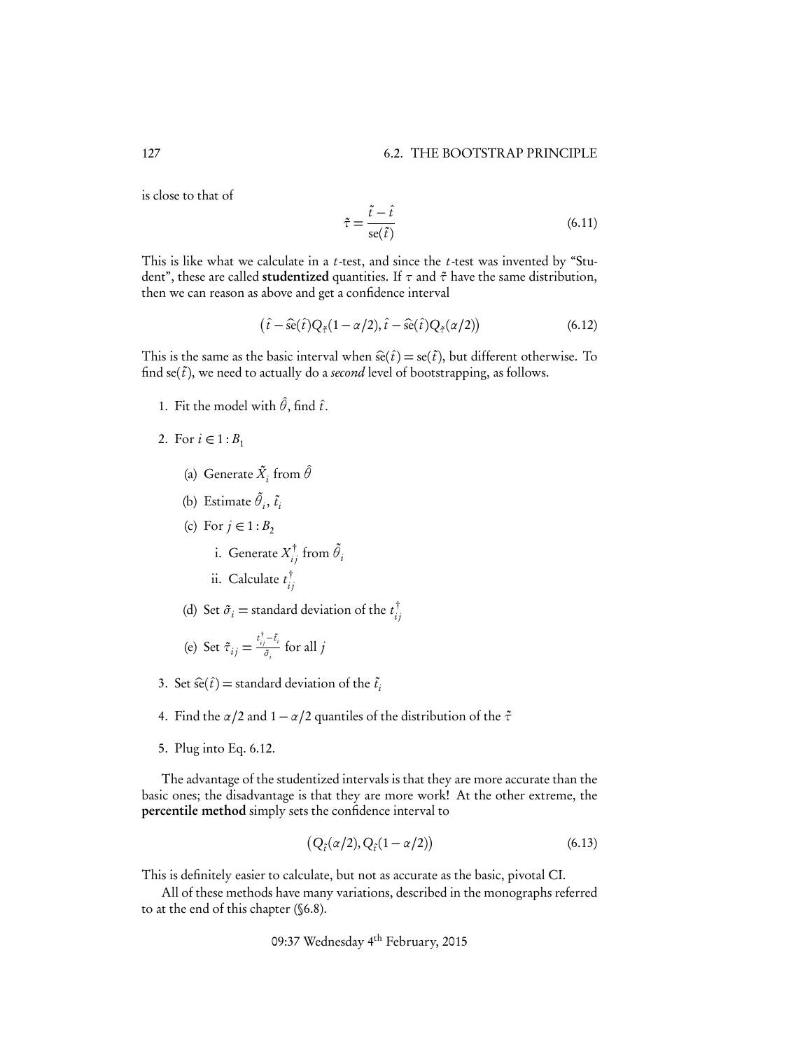is close to that of

$$\tilde{\tau} = \frac{\tilde{t} - \hat{t}}{\mathrm{se}(\tilde{t})} \tag{6.11}$$

This is like what we calculate in a $t$-test, and since the $t$-test was invented by "Student", these are called **studentized** quantities. If $\tau$ and $\tilde{\tau}$ have the same distribution, then we can reason as above and get a confidence interval

$$\left(\hat{t} - \widehat{\mathrm{se}}(\hat{t}) Q_{\tilde{\tau}}(1-\alpha/2), \hat{t} - \widehat{\mathrm{se}}(\hat{t}) Q_{\tilde{\tau}}(\alpha/2)\right) \tag{6.12}$$

This is the same as the basic interval when $\widehat{\mathrm{se}}(\hat{t}) = \mathrm{se}(\tilde{t})$, but different otherwise. To find $\mathrm{se}(\tilde{t})$, we need to actually do a *second* level of bootstrapping, as follows.

1. Fit the model with $\hat{\theta}$, find $\hat{t}$.
2. For $i \in 1 : B_1$
   (a) Generate $\tilde{X}_i$ from $\hat{\theta}$
   (b) Estimate $\tilde{\theta}_i$, $\tilde{t}_i$
   (c) For $j \in 1 : B_2$
      i. Generate $X^{\dagger}_{ij}$ from $\tilde{\theta}_i$
      ii. Calculate $t^{\dagger}_{ij}$
   (d) Set $\tilde{\sigma}_i =$ standard deviation of the $t^{\dagger}_{ij}$
   (e) Set $\tilde{\tau}_{ij} = \frac{t^{\dagger}_{ij} - \tilde{t}_i}{\tilde{\sigma}_i}$ for all $j$
3. Set $\widehat{\mathrm{se}}(\hat{t}) =$ standard deviation of the $\tilde{t}_i$
4. Find the $\alpha/2$ and $1-\alpha/2$ quantiles of the distribution of the $\tilde{\tau}$
5. Plug into Eq. 6.12.

The advantage of the studentized intervals is that they are more accurate than the basic ones; the disadvantage is that they are more work! At the other extreme, the **percentile method** simply sets the confidence interval to

$$\left(Q_{\tilde{t}}(\alpha/2), Q_{\tilde{t}}(1-\alpha/2)\right) \tag{6.13}$$

This is definitely easier to calculate, but not as accurate as the basic, pivotal CI.

All of these methods have many variations, described in the monographs referred to at the end of this chapter (§6.8).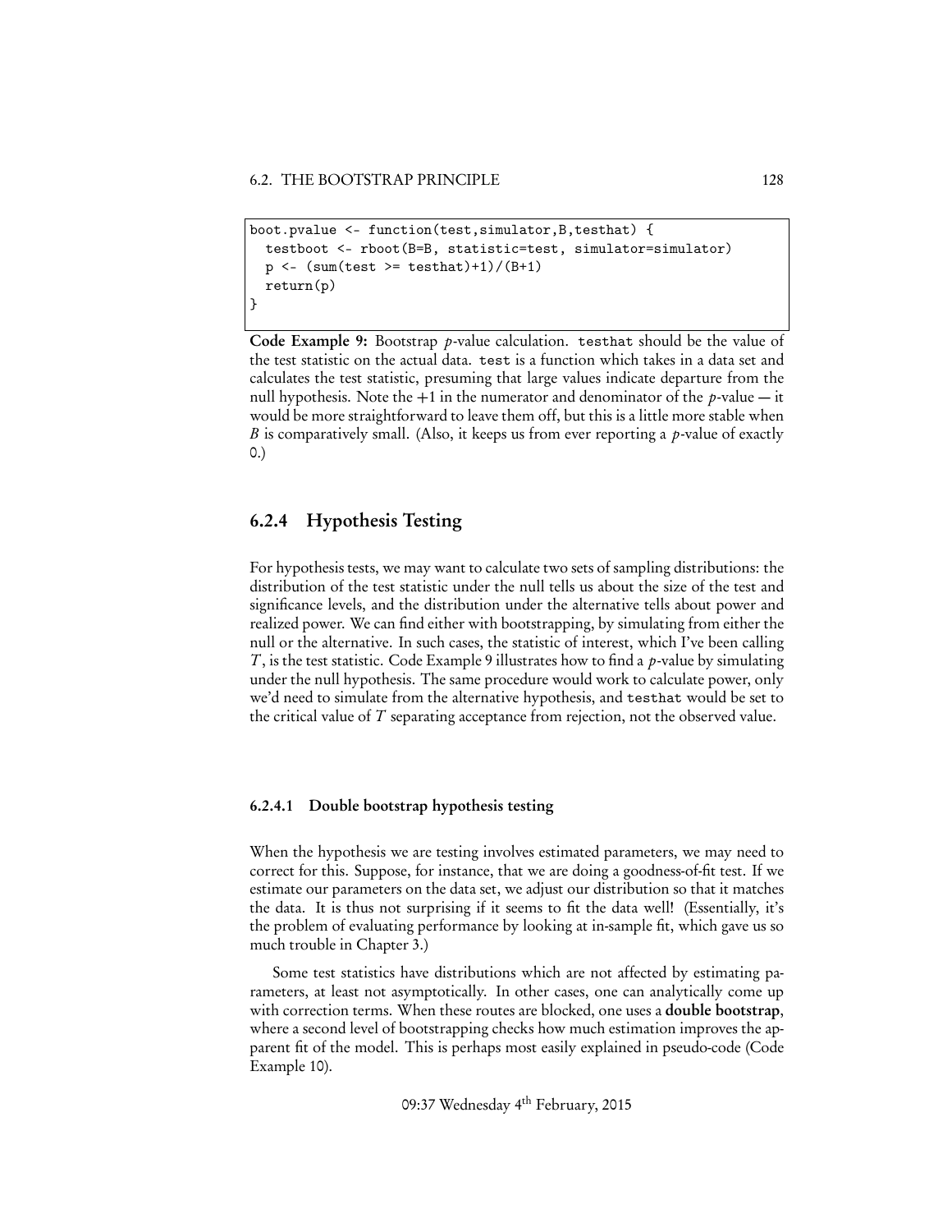```
boot.pvalue <- function(test,simulator,B,testhat) {
  testboot <- rboot(B=B, statistic=test, simulator=simulator)
  p <- (sum(test >= testhat)+1)/(B+1)
  return(p)
}
```

**Code Example 9:** Bootstrap $p$-value calculation. `testhat` should be the value of the test statistic on the actual data. `test` is a function which takes in a data set and calculates the test statistic, presuming that large values indicate departure from the null hypothesis. Note the $+1$ in the numerator and denominator of the $p$-value — it would be more straightforward to leave them off, but this is a little more stable when $B$ is comparatively small. (Also, it keeps us from ever reporting a $p$-value of exactly 0.)

### 6.2.4 Hypothesis Testing

For hypothesis tests, we may want to calculate two sets of sampling distributions: the distribution of the test statistic under the null tells us about the size of the test and significance levels, and the distribution under the alternative tells about power and realized power. We can find either with bootstrapping, by simulating from either the null or the alternative. In such cases, the statistic of interest, which I've been calling $T$, is the test statistic. Code Example 9 illustrates how to find a $p$-value by simulating under the null hypothesis. The same procedure would work to calculate power, only we'd need to simulate from the alternative hypothesis, and `testhat` would be set to the critical value of $T$ separating acceptance from rejection, not the observed value.

#### 6.2.4.1 Double bootstrap hypothesis testing

When the hypothesis we are testing involves estimated parameters, we may need to correct for this. Suppose, for instance, that we are doing a goodness-of-fit test. If we estimate our parameters on the data set, we adjust our distribution so that it matches the data. It is thus not surprising if it seems to fit the data well! (Essentially, it's the problem of evaluating performance by looking at in-sample fit, which gave us so much trouble in Chapter 3.)

Some test statistics have distributions which are not affected by estimating parameters, at least not asymptotically. In other cases, one can analytically come up with correction terms. When these routes are blocked, one uses a **double bootstrap**, where a second level of bootstrapping checks how much estimation improves the apparent fit of the model. This is perhaps most easily explained in pseudo-code (Code Example 10).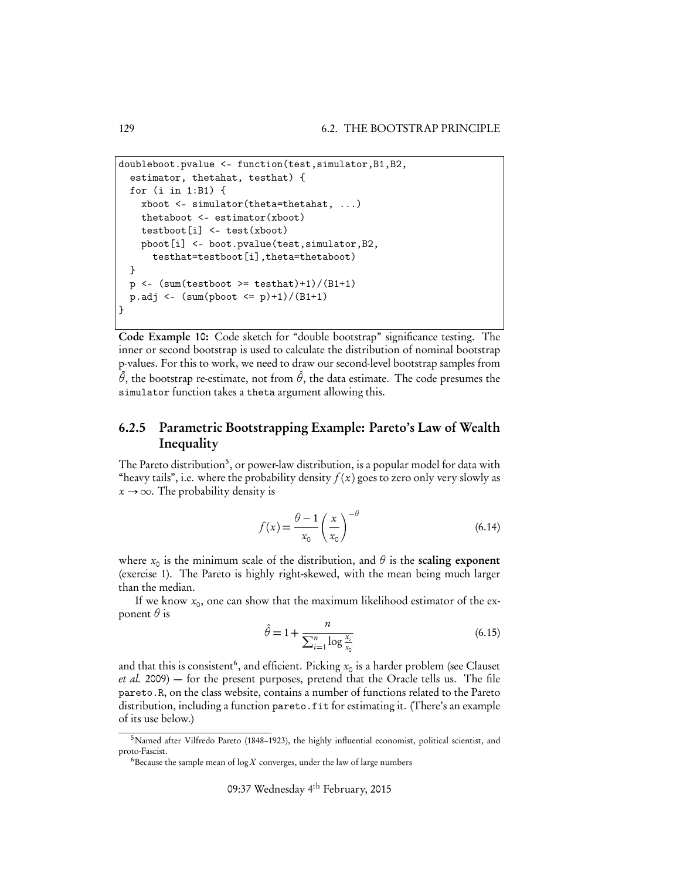```
doubleboot.pvalue <- function(test,simulator,B1,B2,
  estimator, thetahat, testhat) {
  for (i in 1:B1) {
    xboot <- simulator(theta=thetahat, ...)
    thetaboot <- estimator(xboot)
    testboot[i] <- test(xboot)
    pboot[i] <- boot.pvalue(test,simulator,B2,
      testhat=testboot[i],theta=thetaboot)
  }
  p <- (sum(testboot >= testhat)+1)/(B1+1)
  p.adj <- (sum(pboot <= p)+1)/(B1+1)
}
```

**Code Example 10:** Code sketch for "double bootstrap" significance testing. The inner or second bootstrap is used to calculate the distribution of nominal bootstrap p-values. For this to work, we need to draw our second-level bootstrap samples from $\tilde{\theta}$, the bootstrap re-estimate, not from $\hat{\theta}$, the data estimate. The code presumes the `simulator` function takes a `theta` argument allowing this.

### 6.2.5 Parametric Bootstrapping Example: Pareto's Law of Wealth Inequality

The Pareto distribution[5], or power-law distribution, is a popular model for data with "heavy tails", i.e. where the probability density $f(x)$ goes to zero only very slowly as $x \to \infty$. The probability density is

$$f(x) = \frac{\theta - 1}{x_0}\left(\frac{x}{x_0}\right)^{-\theta} \tag{6.14}$$

where $x_0$ is the minimum scale of the distribution, and $\theta$ is the **scaling exponent** (exercise 1). The Pareto is highly right-skewed, with the mean being much larger than the median.

If we know $x_0$, one can show that the maximum likelihood estimator of the exponent $\theta$ is

$$\hat{\theta} = 1 + \frac{n}{\sum_{i=1}^{n} \log \frac{x_i}{x_0}} \tag{6.15}$$

and that this is consistent[6], and efficient. Picking $x_0$ is a harder problem (see Clauset *et al.* 2009) — for the present purposes, pretend that the Oracle tells us. The file `pareto.R`, on the class website, contains a number of functions related to the Pareto distribution, including a function `pareto.fit` for estimating it. (There's an example of its use below.)

[5] Named after Vilfredo Pareto (1848–1923), the highly influential economist, political scientist, and proto-Fascist.

[6] Because the sample mean of $\log X$ converges, under the law of large numbers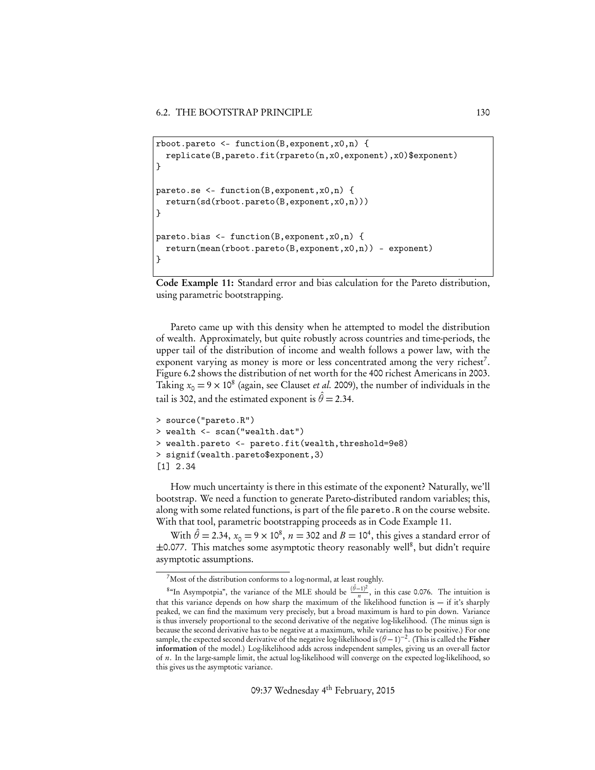```
rboot.pareto <- function(B,exponent,x0,n) {
  replicate(B,pareto.fit(rpareto(n,x0,exponent),x0)$exponent)
}

pareto.se <- function(B,exponent,x0,n) {
  return(sd(rboot.pareto(B,exponent,x0,n)))
}

pareto.bias <- function(B,exponent,x0,n) {
  return(mean(rboot.pareto(B,exponent,x0,n)) - exponent)
}
```

**Code Example 11:** Standard error and bias calculation for the Pareto distribution, using parametric bootstrapping.

Pareto came up with this density when he attempted to model the distribution of wealth. Approximately, but quite robustly across countries and time-periods, the upper tail of the distribution of income and wealth follows a power law, with the exponent varying as money is more or less concentrated among the very richest[7]. Figure 6.2 shows the distribution of net worth for the 400 richest Americans in 2003. Taking $x_0 = 9 \times 10^8$ (again, see Clauset *et al.* 2009), the number of individuals in the tail is 302, and the estimated exponent is $\hat{\theta} = 2.34$.

```
> source("pareto.R")
> wealth <- scan("wealth.dat")
> wealth.pareto <- pareto.fit(wealth,threshold=9e8)
> signif(wealth.pareto$exponent,3)
[1] 2.34
```

How much uncertainty is there in this estimate of the exponent? Naturally, we'll bootstrap. We need a function to generate Pareto-distributed random variables; this, along with some related functions, is part of the file `pareto.R` on the course website. With that tool, parametric bootstrapping proceeds as in Code Example 11.

With $\hat{\theta} = 2.34$, $x_0 = 9 \times 10^8$, $n = 302$ and $B = 10^4$, this gives a standard error of $\pm 0.077$. This matches some asymptotic theory reasonably well[8], but didn't require asymptotic assumptions.

---

[7] Most of the distribution conforms to a log-normal, at least roughly.

[8] "In Asympotpia", the variance of the MLE should be $\frac{(\hat{\theta}-1)^2}{n}$, in this case 0.076. The intuition is that this variance depends on how sharp the maximum of the likelihood function is — if it's sharply peaked, we can find the maximum very precisely, but a broad maximum is hard to pin down. Variance is thus inversely proportional to the second derivative of the negative log-likelihood. (The minus sign is because the second derivative has to be negative at a maximum, while variance has to be positive.) For one sample, the expected second derivative of the negative log-likelihood is $(\theta - 1)^{-2}$. (This is called the **Fisher information** of the model.) Log-likelihood adds across independent samples, giving us an over-all factor of $n$. In the large-sample limit, the actual log-likelihood will converge on the expected log-likelihood, so this gives us the asymptotic variance.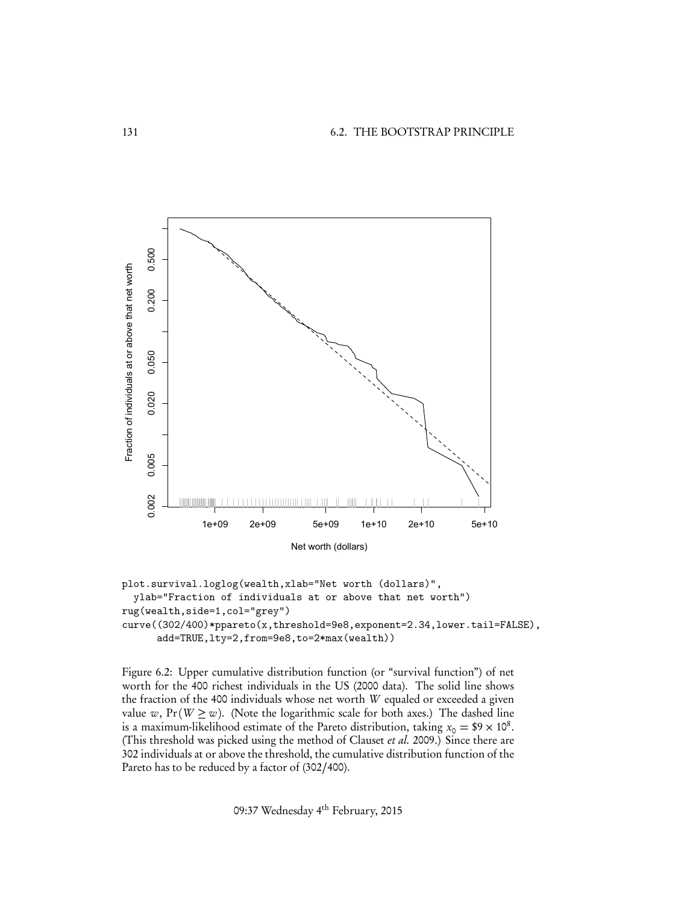```
plot.survival.loglog(wealth,xlab="Net worth (dollars)",
  ylab="Fraction of individuals at or above that net worth")
rug(wealth,side=1,col="grey")
curve((302/400)*ppareto(x,threshold=9e8,exponent=2.34,lower.tail=FALSE),
      add=TRUE,lty=2,from=9e8,to=2*max(wealth))
```

Figure 6.2: Upper cumulative distribution function (or "survival function") of net worth for the 400 richest individuals in the US (2000 data). The solid line shows the fraction of the 400 individuals whose net worth $W$ equaled or exceeded a given value $w$, $\Pr(W \geq w)$. (Note the logarithmic scale for both axes.) The dashed line is a maximum-likelihood estimate of the Pareto distribution, taking $x_0 = \$9 \times 10^8$. (This threshold was picked using the method of Clauset *et al.* 2009.) Since there are 302 individuals at or above the threshold, the cumulative distribution function of the Pareto has to be reduced by a factor of (302/400).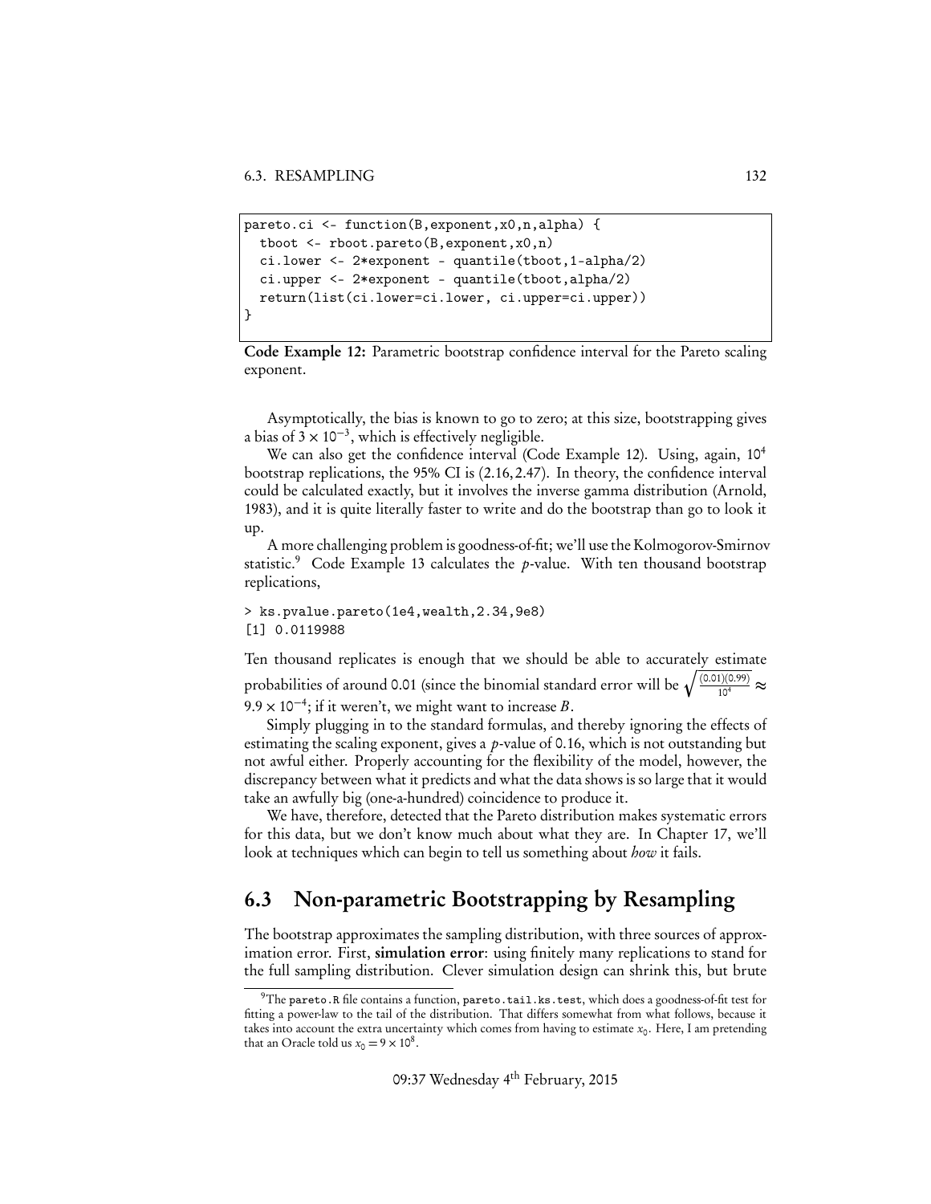```
pareto.ci <- function(B,exponent,x0,n,alpha) {
  tboot <- rboot.pareto(B,exponent,x0,n)
  ci.lower <- 2*exponent - quantile(tboot,1-alpha/2)
  ci.upper <- 2*exponent - quantile(tboot,alpha/2)
  return(list(ci.lower=ci.lower, ci.upper=ci.upper))
}
```

**Code Example 12:** Parametric bootstrap confidence interval for the Pareto scaling exponent.

Asymptotically, the bias is known to go to zero; at this size, bootstrapping gives a bias of $3 \times 10^{-3}$, which is effectively negligible.

We can also get the confidence interval (Code Example 12). Using, again, $10^4$ bootstrap replications, the 95% CI is $(2.16, 2.47)$. In theory, the confidence interval could be calculated exactly, but it involves the inverse gamma distribution (Arnold, 1983), and it is quite literally faster to write and do the bootstrap than go to look it up.

A more challenging problem is goodness-of-fit; we'll use the Kolmogorov-Smirnov statistic.[9] Code Example 13 calculates the $p$-value. With ten thousand bootstrap replications,

```
> ks.pvalue.pareto(1e4,wealth,2.34,9e8)
[1] 0.0119988
```

Ten thousand replicates is enough that we should be able to accurately estimate probabilities of around 0.01 (since the binomial standard error will be $\sqrt{\frac{(0.01)(0.99)}{10^4}} \approx 9.9 \times 10^{-4}$; if it weren't, we might want to increase $B$.

Simply plugging in to the standard formulas, and thereby ignoring the effects of estimating the scaling exponent, gives a $p$-value of 0.16, which is not outstanding but not awful either. Properly accounting for the flexibility of the model, however, the discrepancy between what it predicts and what the data shows is so large that it would take an awfully big (one-a-hundred) coincidence to produce it.

We have, therefore, detected that the Pareto distribution makes systematic errors for this data, but we don't know much about what they are. In Chapter 17, we'll look at techniques which can begin to tell us something about *how* it fails.

## 6.3 Non-parametric Bootstrapping by Resampling

The bootstrap approximates the sampling distribution, with three sources of approximation error. First, **simulation error**: using finitely many replications to stand for the full sampling distribution. Clever simulation design can shrink this, but brute

[9] The `pareto.R` file contains a function, `pareto.tail.ks.test`, which does a goodness-of-fit test for fitting a power-law to the tail of the distribution. That differs somewhat from what follows, because it takes into account the extra uncertainty which comes from having to estimate $x_0$. Here, I am pretending that an Oracle told us $x_0 = 9 \times 10^8$.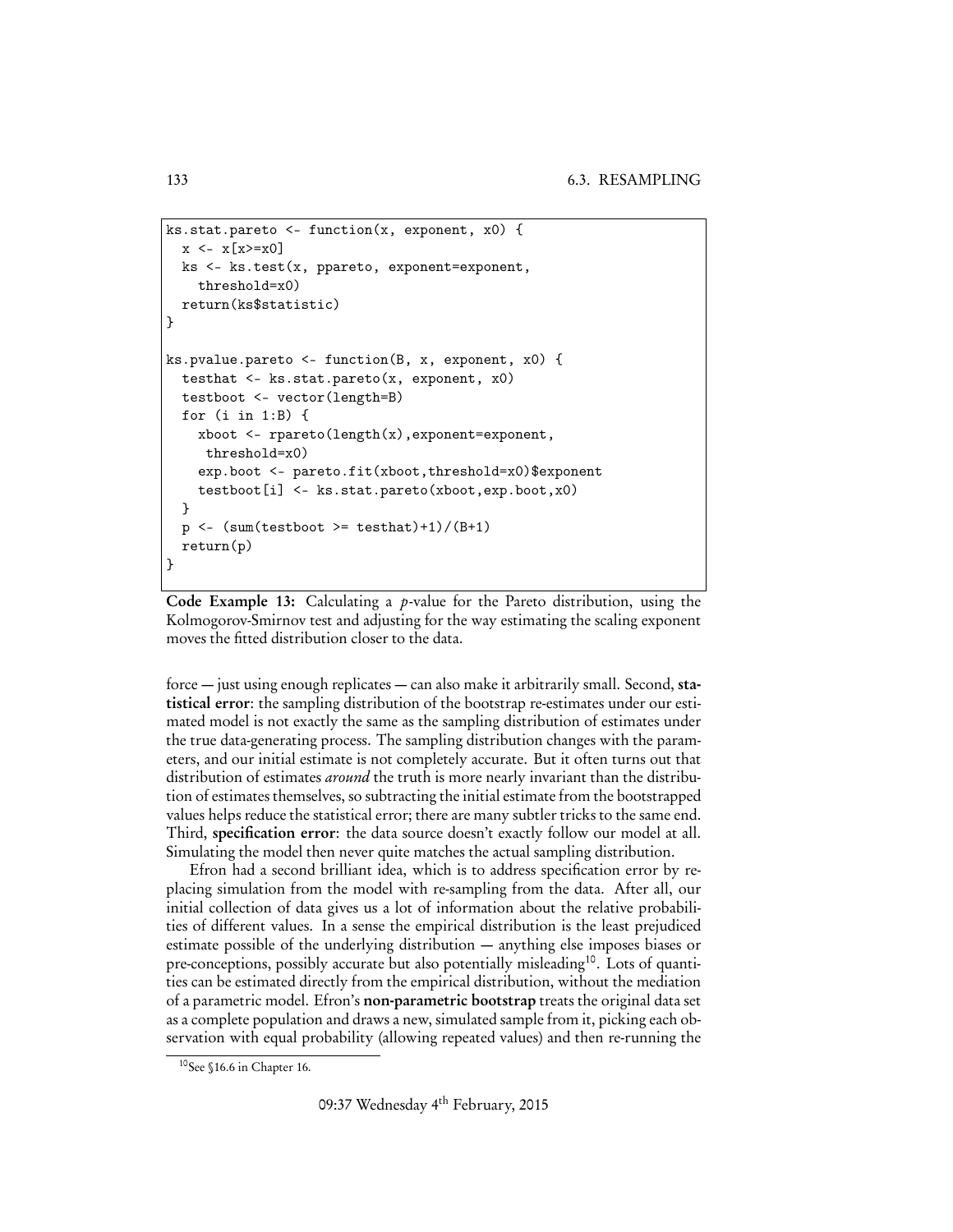```r
ks.stat.pareto <- function(x, exponent, x0) {
  x <- x[x>=x0]
  ks <- ks.test(x, ppareto, exponent=exponent,
    threshold=x0)
  return(ks$statistic)
}

ks.pvalue.pareto <- function(B, x, exponent, x0) {
  testhat <- ks.stat.pareto(x, exponent, x0)
  testboot <- vector(length=B)
  for (i in 1:B) {
    xboot <- rpareto(length(x),exponent=exponent,
     threshold=x0)
    exp.boot <- pareto.fit(xboot,threshold=x0)$exponent
    testboot[i] <- ks.stat.pareto(xboot,exp.boot,x0)
  }
  p <- (sum(testboot >= testhat)+1)/(B+1)
  return(p)
}
```

**Code Example 13:** Calculating a $p$-value for the Pareto distribution, using the Kolmogorov-Smirnov test and adjusting for the way estimating the scaling exponent moves the fitted distribution closer to the data.

force — just using enough replicates — can also make it arbitrarily small. Second, **statistical error**: the sampling distribution of the bootstrap re-estimates under our estimated model is not exactly the same as the sampling distribution of estimates under the true data-generating process. The sampling distribution changes with the parameters, and our initial estimate is not completely accurate. But it often turns out that distribution of estimates *around* the truth is more nearly invariant than the distribution of estimates themselves, so subtracting the initial estimate from the bootstrapped values helps reduce the statistical error; there are many subtler tricks to the same end. Third, **specification error**: the data source doesn't exactly follow our model at all. Simulating the model then never quite matches the actual sampling distribution.

Efron had a second brilliant idea, which is to address specification error by replacing simulation from the model with re-sampling from the data. After all, our initial collection of data gives us a lot of information about the relative probabilities of different values. In a sense the empirical distribution is the least prejudiced estimate possible of the underlying distribution — anything else imposes biases or pre-conceptions, possibly accurate but also potentially misleading[10]. Lots of quantities can be estimated directly from the empirical distribution, without the mediation of a parametric model. Efron's **non-parametric bootstrap** treats the original data set as a complete population and draws a new, simulated sample from it, picking each observation with equal probability (allowing repeated values) and then re-running the

[10] See §16.6 in Chapter 16.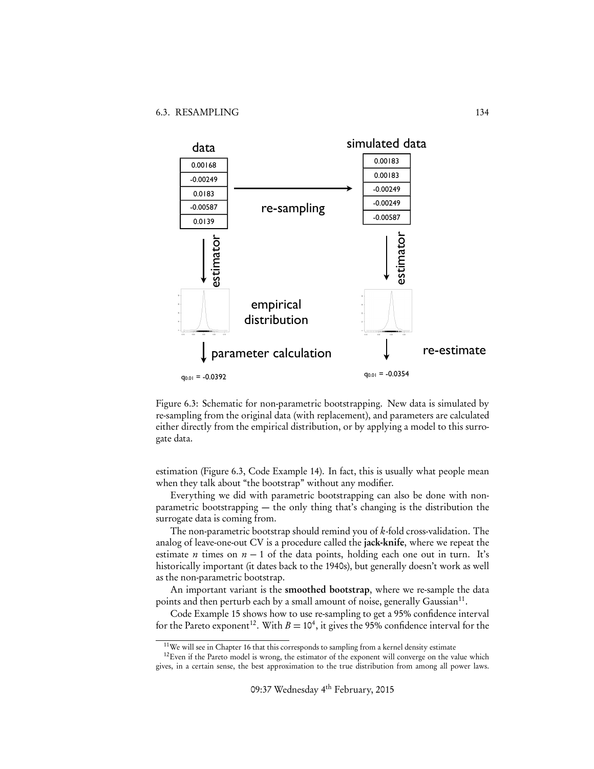Figure 6.3: Schematic for non-parametric bootstrapping. New data is simulated by re-sampling from the original data (with replacement), and parameters are calculated either directly from the empirical distribution, or by applying a model to this surrogate data.

estimation (Figure 6.3, Code Example 14). In fact, this is usually what people mean when they talk about "the bootstrap" without any modifier.

Everything we did with parametric bootstrapping can also be done with non-parametric bootstrapping — the only thing that's changing is the distribution the surrogate data is coming from.

The non-parametric bootstrap should remind you of $k$-fold cross-validation. The analog of leave-one-out CV is a procedure called the **jack-knife**, where we repeat the estimate $n$ times on $n-1$ of the data points, holding each one out in turn. It's historically important (it dates back to the 1940s), but generally doesn't work as well as the non-parametric bootstrap.

An important variant is the **smoothed bootstrap**, where we re-sample the data points and then perturb each by a small amount of noise, generally Gaussian[11].

Code Example 15 shows how to use re-sampling to get a 95% confidence interval for the Pareto exponent[12]. With $B = 10^4$, it gives the 95% confidence interval for the

[11] We will see in Chapter 16 that this corresponds to sampling from a kernel density estimate

[12] Even if the Pareto model is wrong, the estimator of the exponent will converge on the value which gives, in a certain sense, the best approximation to the true distribution from among all power laws.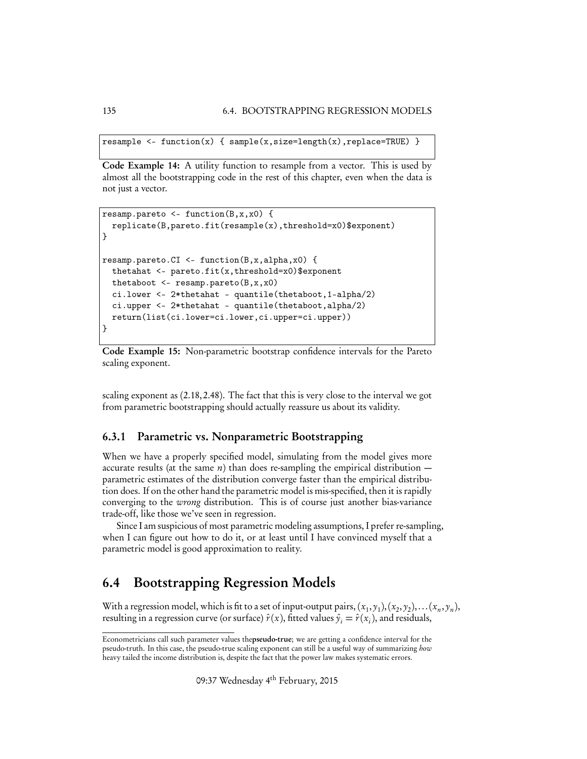```
resample <- function(x) { sample(x,size=length(x),replace=TRUE) }
```

**Code Example 14:** A utility function to resample from a vector. This is used by almost all the bootstrapping code in the rest of this chapter, even when the data is not just a vector.

```
resamp.pareto <- function(B,x,x0) {
  replicate(B,pareto.fit(resample(x),threshold=x0)$exponent)
}

resamp.pareto.CI <- function(B,x,alpha,x0) {
  thetahat <- pareto.fit(x,threshold=x0)$exponent
  thetaboot <- resamp.pareto(B,x,x0)
  ci.lower <- 2*thetahat - quantile(thetaboot,1-alpha/2)
  ci.upper <- 2*thetahat - quantile(thetaboot,alpha/2)
  return(list(ci.lower=ci.lower,ci.upper=ci.upper))
}
```

**Code Example 15:** Non-parametric bootstrap confidence intervals for the Pareto scaling exponent.

scaling exponent as $(2.18, 2.48)$. The fact that this is very close to the interval we got from parametric bootstrapping should actually reassure us about its validity.

### 6.3.1 Parametric vs. Nonparametric Bootstrapping

When we have a properly specified model, simulating from the model gives more accurate results (at the same $n$) than does re-sampling the empirical distribution — parametric estimates of the distribution converge faster than the empirical distribution does. If on the other hand the parametric model is mis-specified, then it is rapidly converging to the *wrong* distribution. This is of course just another bias-variance trade-off, like those we've seen in regression.

Since I am suspicious of most parametric modeling assumptions, I prefer re-sampling, when I can figure out how to do it, or at least until I have convinced myself that a parametric model is good approximation to reality.

## 6.4 Bootstrapping Regression Models

With a regression model, which is fit to a set of input-output pairs, $(x_1, y_1), (x_2, y_2), \ldots (x_n, y_n)$, resulting in a regression curve (or surface) $\hat{r}(x)$, fitted values $\hat{y}_i = \hat{r}(x_i)$, and residuals,

---

Econometricians call such parameter values the**pseudo-true**; we are getting a confidence interval for the pseudo-truth. In this case, the pseudo-true scaling exponent can still be a useful way of summarizing *how* heavy tailed the income distribution is, despite the fact that the power law makes systematic errors.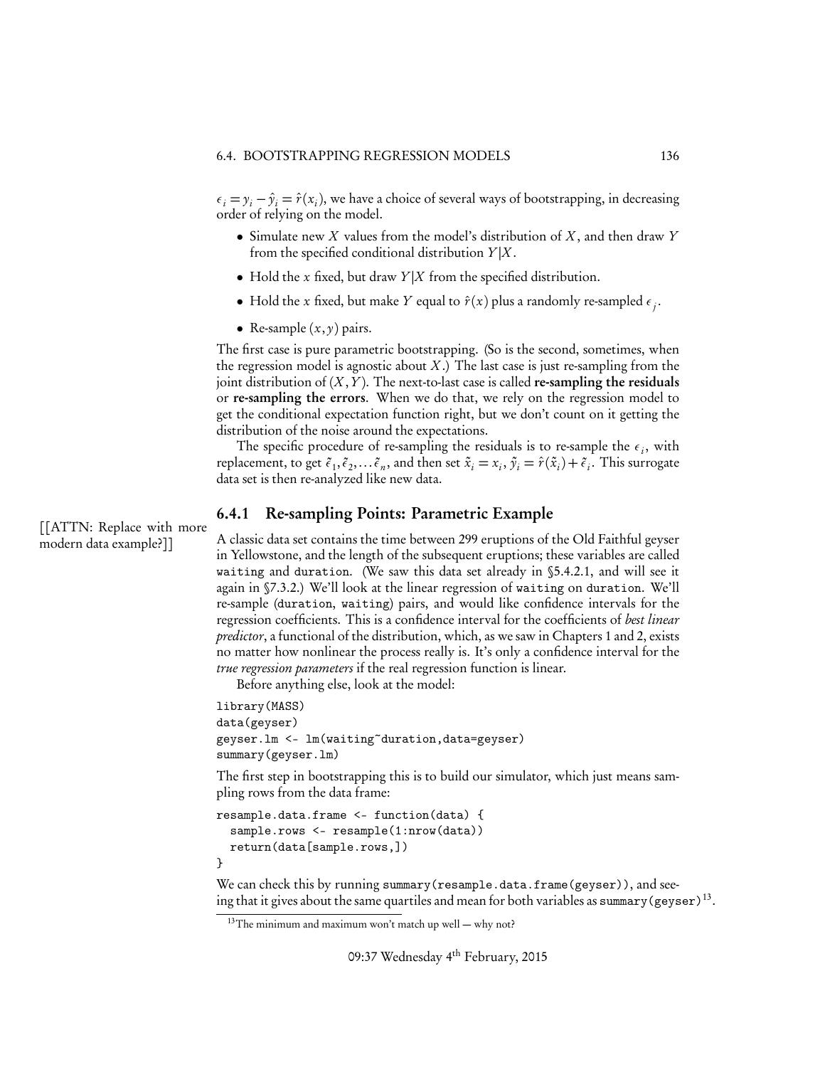$\epsilon_i = y_i - \hat{y}_i = \hat{r}(x_i)$, we have a choice of several ways of bootstrapping, in decreasing order of relying on the model.

- Simulate new $X$ values from the model's distribution of $X$, and then draw $Y$ from the specified conditional distribution $Y|X$.
- Hold the $x$ fixed, but draw $Y|X$ from the specified distribution.
- Hold the $x$ fixed, but make $Y$ equal to $\hat{r}(x)$ plus a randomly re-sampled $\epsilon_j$.
- Re-sample $(x, y)$ pairs.

The first case is pure parametric bootstrapping. (So is the second, sometimes, when the regression model is agnostic about $X$.) The last case is just re-sampling from the joint distribution of $(X, Y)$. The next-to-last case is called **re-sampling the residuals** or **re-sampling the errors**. When we do that, we rely on the regression model to get the conditional expectation function right, but we don't count on it getting the distribution of the noise around the expectations.

The specific procedure of re-sampling the residuals is to re-sample the $\epsilon_i$, with replacement, to get $\tilde{\epsilon}_1, \tilde{\epsilon}_2, \ldots \tilde{\epsilon}_n$, and then set $\tilde{x}_i = x_i$, $\tilde{y}_i = \hat{r}(\tilde{x}_i) + \tilde{\epsilon}_i$. This surrogate data set is then re-analyzed like new data.

### 6.4.1 Re-sampling Points: Parametric Example

[[ATTN: Replace with more modern data example?]]

A classic data set contains the time between 299 eruptions of the Old Faithful geyser in Yellowstone, and the length of the subsequent eruptions; these variables are called `waiting` and `duration`. (We saw this data set already in §5.4.2.1, and will see it again in §7.3.2.) We'll look at the linear regression of `waiting` on `duration`. We'll re-sample (`duration`, `waiting`) pairs, and would like confidence intervals for the regression coefficients. This is a confidence interval for the coefficients of *best linear predictor*, a functional of the distribution, which, as we saw in Chapters 1 and 2, exists no matter how nonlinear the process really is. It's only a confidence interval for the *true regression parameters* if the real regression function is linear.

Before anything else, look at the model:

```
library(MASS)
data(geyser)
geyser.lm <- lm(waiting~duration,data=geyser)
summary(geyser.lm)
```

The first step in bootstrapping this is to build our simulator, which just means sampling rows from the data frame:

```
resample.data.frame <- function(data) {
  sample.rows <- resample(1:nrow(data))
  return(data[sample.rows,])
}
```

We can check this by running `summary(resample.data.frame(geyser))`, and seeing that it gives about the same quartiles and mean for both variables as `summary(geyser)`[13].

[13] The minimum and maximum won't match up well — why not?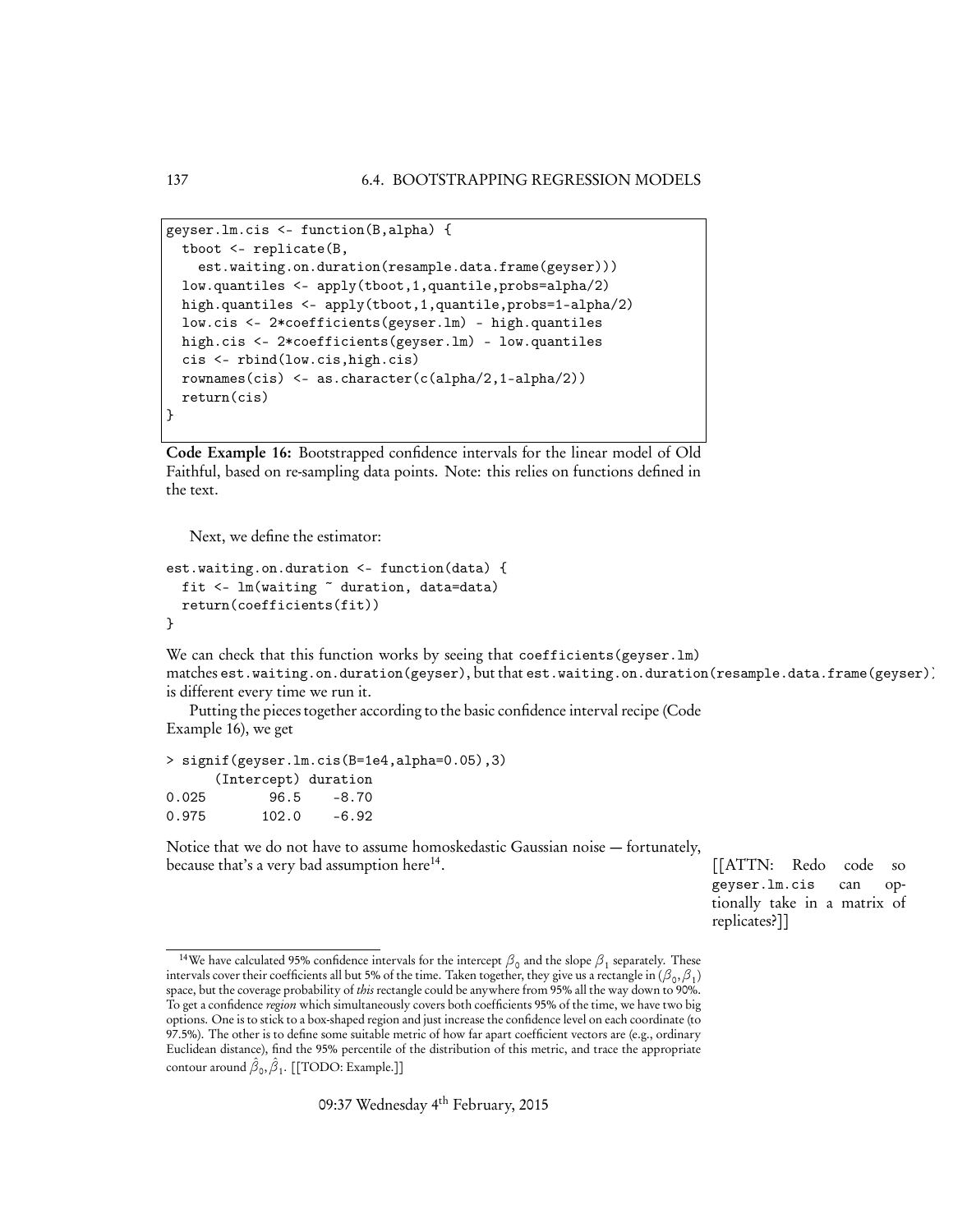```
geyser.lm.cis <- function(B,alpha) {
  tboot <- replicate(B,
    est.waiting.on.duration(resample.data.frame(geyser)))
  low.quantiles <- apply(tboot,1,quantile,probs=alpha/2)
  high.quantiles <- apply(tboot,1,quantile,probs=1-alpha/2)
  low.cis <- 2*coefficients(geyser.lm) - high.quantiles
  high.cis <- 2*coefficients(geyser.lm) - low.quantiles
  cis <- rbind(low.cis,high.cis)
  rownames(cis) <- as.character(c(alpha/2,1-alpha/2))
  return(cis)
}
```

**Code Example 16:** Bootstrapped confidence intervals for the linear model of Old Faithful, based on re-sampling data points. Note: this relies on functions defined in the text.

Next, we define the estimator:

```
est.waiting.on.duration <- function(data) {
  fit <- lm(waiting ~ duration, data=data)
  return(coefficients(fit))
}
```

We can check that this function works by seeing that `coefficients(geyser.lm)` matches `est.waiting.on.duration(geyser)`, but that `est.waiting.on.duration(resample.data.frame(geyser))` is different every time we run it.

Putting the pieces together according to the basic confidence interval recipe (Code Example 16), we get

```
> signif(geyser.lm.cis(B=1e4,alpha=0.05),3)
      (Intercept) duration
0.025        96.5    -8.70
0.975       102.0    -6.92
```

Notice that we do not have to assume homoskedastic Gaussian noise — fortunately, because that's a very bad assumption here[14].

[[ATTN: Redo code so `geyser.lm.cis` can optionally take in a matrix of replicates?]]

[14] We have calculated 95% confidence intervals for the intercept $\beta_0$ and the slope $\beta_1$ separately. These intervals cover their coefficients all but 5% of the time. Taken together, they give us a rectangle in $(\beta_0, \beta_1)$ space, but the coverage probability of *this* rectangle could be anywhere from 95% all the way down to 90%. To get a confidence *region* which simultaneously covers both coefficients 95% of the time, we have two big options. One is to stick to a box-shaped region and just increase the confidence level on each coordinate (to 97.5%). The other is to define some suitable metric of how far apart coefficient vectors are (e.g., ordinary Euclidean distance), find the 95% percentile of the distribution of this metric, and trace the appropriate contour around $\hat{\beta}_0, \hat{\beta}_1$. [[TODO: Example.]]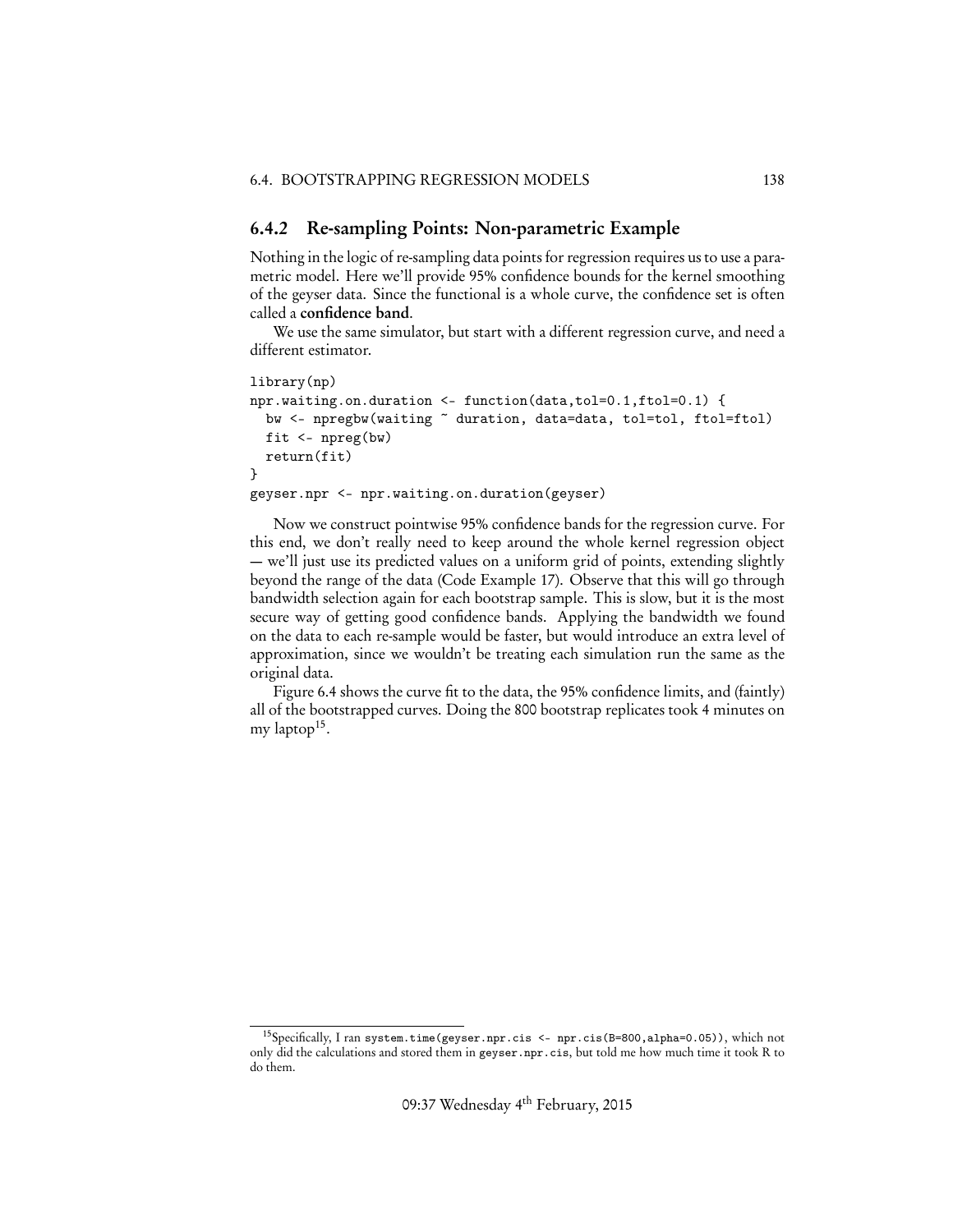### 6.4.2 Re-sampling Points: Non-parametric Example

Nothing in the logic of re-sampling data points for regression requires us to use a parametric model. Here we'll provide 95% confidence bounds for the kernel smoothing of the geyser data. Since the functional is a whole curve, the confidence set is often called a **confidence band**.

We use the same simulator, but start with a different regression curve, and need a different estimator.

```
library(np)
npr.waiting.on.duration <- function(data,tol=0.1,ftol=0.1) {
  bw <- npregbw(waiting ~ duration, data=data, tol=tol, ftol=ftol)
  fit <- npreg(bw)
  return(fit)
}
geyser.npr <- npr.waiting.on.duration(geyser)
```

Now we construct pointwise 95% confidence bands for the regression curve. For this end, we don't really need to keep around the whole kernel regression object — we'll just use its predicted values on a uniform grid of points, extending slightly beyond the range of the data (Code Example 17). Observe that this will go through bandwidth selection again for each bootstrap sample. This is slow, but it is the most secure way of getting good confidence bands. Applying the bandwidth we found on the data to each re-sample would be faster, but would introduce an extra level of approximation, since we wouldn't be treating each simulation run the same as the original data.

Figure 6.4 shows the curve fit to the data, the 95% confidence limits, and (faintly) all of the bootstrapped curves. Doing the 800 bootstrap replicates took 4 minutes on my laptop[15].

[15] Specifically, I ran `system.time(geyser.npr.cis <- npr.cis(B=800,alpha=0.05))`, which not only did the calculations and stored them in `geyser.npr.cis`, but told me how much time it took R to do them.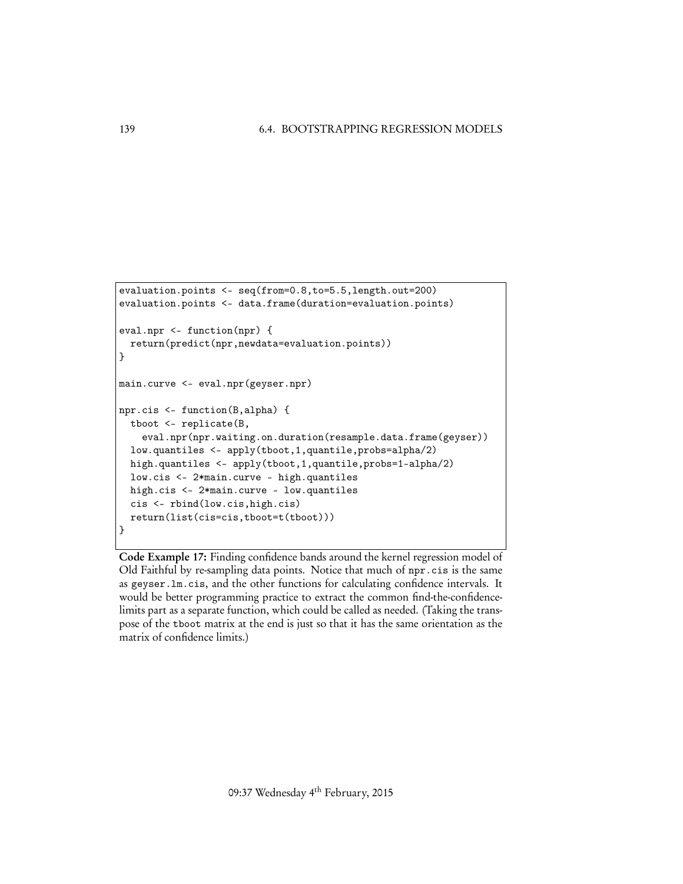```
evaluation.points <- seq(from=0.8,to=5.5,length.out=200)
evaluation.points <- data.frame(duration=evaluation.points)

eval.npr <- function(npr) {
  return(predict(npr,newdata=evaluation.points))
}

main.curve <- eval.npr(geyser.npr)

npr.cis <- function(B,alpha) {
  tboot <- replicate(B,
    eval.npr(npr.waiting.on.duration(resample.data.frame(geyser))
  low.quantiles <- apply(tboot,1,quantile,probs=alpha/2)
  high.quantiles <- apply(tboot,1,quantile,probs=1-alpha/2)
  low.cis <- 2*main.curve - high.quantiles
  high.cis <- 2*main.curve - low.quantiles
  cis <- rbind(low.cis,high.cis)
  return(list(cis=cis,tboot=t(tboot)))
}
```

**Code Example 17:** Finding confidence bands around the kernel regression model of Old Faithful by re-sampling data points. Notice that much of `npr.cis` is the same as `geyser.lm.cis`, and the other functions for calculating confidence intervals. It would be better programming practice to extract the common find-the-confidence-limits part as a separate function, which could be called as needed. (Taking the transpose of the `tboot` matrix at the end is just so that it has the same orientation as the matrix of confidence limits.)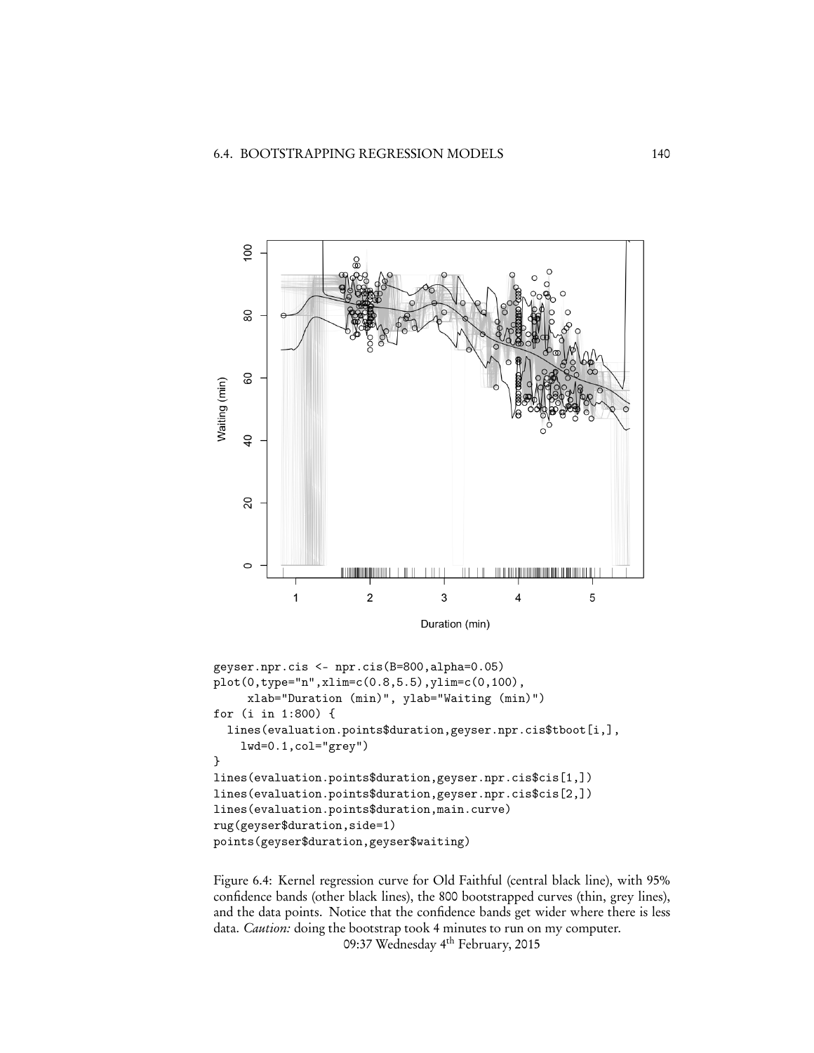```
geyser.npr.cis <- npr.cis(B=800,alpha=0.05)
plot(0,type="n",xlim=c(0.8,5.5),ylim=c(0,100),
     xlab="Duration (min)", ylab="Waiting (min)")
for (i in 1:800) {
  lines(evaluation.points$duration,geyser.npr.cis$tboot[i,],
    lwd=0.1,col="grey")
}
lines(evaluation.points$duration,geyser.npr.cis$cis[1,])
lines(evaluation.points$duration,geyser.npr.cis$cis[2,])
lines(evaluation.points$duration,main.curve)
rug(geyser$duration,side=1)
points(geyser$duration,geyser$waiting)
```

Figure 6.4: Kernel regression curve for Old Faithful (central black line), with 95% confidence bands (other black lines), the 800 bootstrapped curves (thin, grey lines), and the data points. Notice that the confidence bands get wider where there is less data. *Caution:* doing the bootstrap took 4 minutes to run on my computer.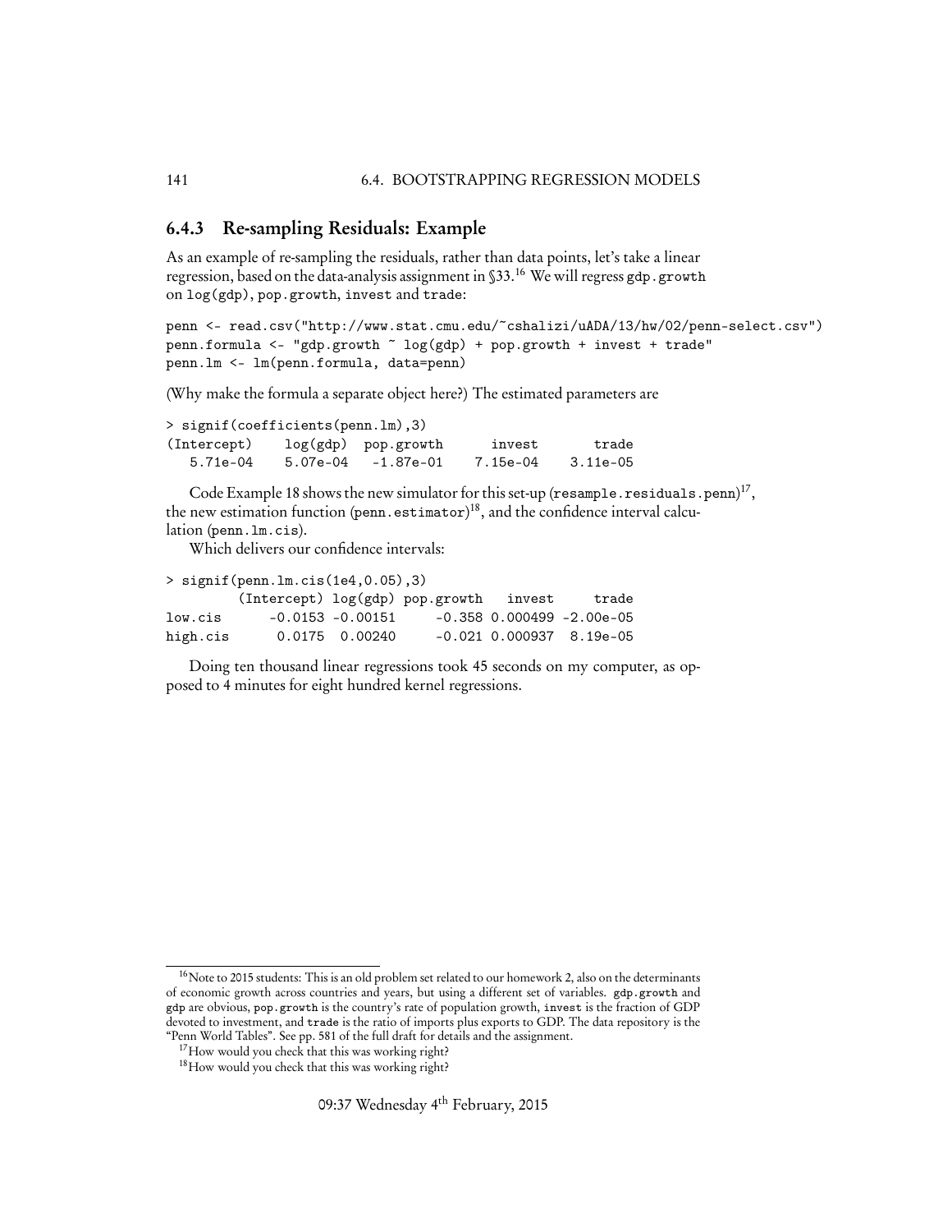### 6.4.3 Re-sampling Residuals: Example

As an example of re-sampling the residuals, rather than data points, let's take a linear regression, based on the data-analysis assignment in §33.[16] We will regress `gdp.growth` on `log(gdp)`, `pop.growth`, `invest` and `trade`:

```
penn <- read.csv("http://www.stat.cmu.edu/~cshalizi/uADA/13/hw/02/penn-select.csv")
penn.formula <- "gdp.growth ~ log(gdp) + pop.growth + invest + trade"
penn.lm <- lm(penn.formula, data=penn)
```

(Why make the formula a separate object here?) The estimated parameters are

```
> signif(coefficients(penn.lm),3)
(Intercept)    log(gdp)  pop.growth      invest       trade
   5.71e-04    5.07e-04   -1.87e-01    7.15e-04    3.11e-05
```

Code Example 18 shows the new simulator for this set-up (`resample.residuals.penn`)[17], the new estimation function (`penn.estimator`)[18], and the confidence interval calculation (`penn.lm.cis`).

Which delivers our confidence intervals:

```
> signif(penn.lm.cis(1e4,0.05),3)
         (Intercept) log(gdp) pop.growth   invest     trade
low.cis      -0.0153 -0.00151     -0.358 0.000499 -2.00e-05
high.cis      0.0175  0.00240     -0.021 0.000937  8.19e-05
```

Doing ten thousand linear regressions took 45 seconds on my computer, as opposed to 4 minutes for eight hundred kernel regressions.

---

[16] Note to 2015 students: This is an old problem set related to our homework 2, also on the determinants of economic growth across countries and years, but using a different set of variables. `gdp.growth` and `gdp` are obvious, `pop.growth` is the country's rate of population growth, `invest` is the fraction of GDP devoted to investment, and `trade` is the ratio of imports plus exports to GDP. The data repository is the "Penn World Tables". See pp. 581 of the full draft for details and the assignment.

[17] How would you check that this was working right?

[18] How would you check that this was working right?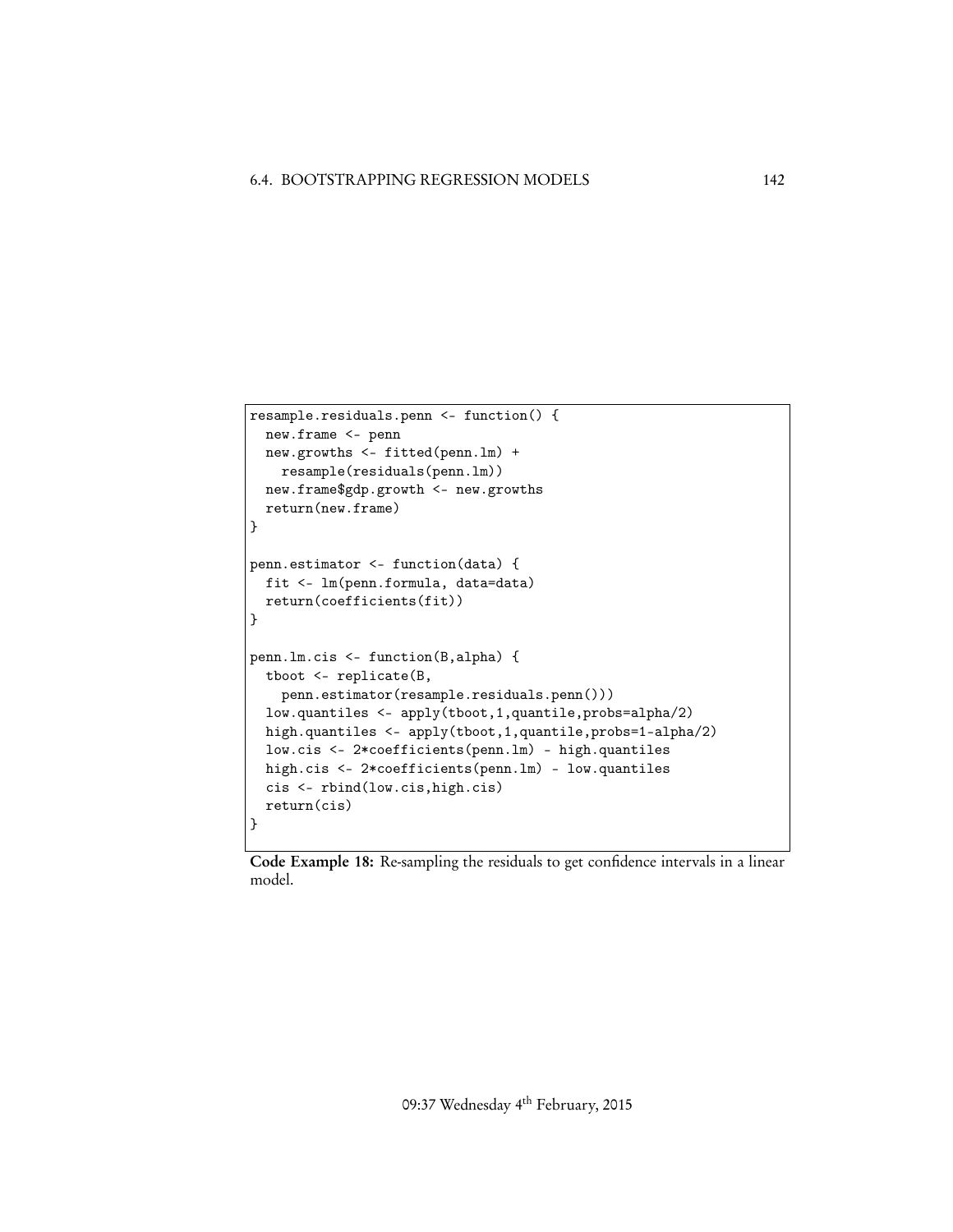```
resample.residuals.penn <- function() {
  new.frame <- penn
  new.growths <- fitted(penn.lm) +
    resample(residuals(penn.lm))
  new.frame$gdp.growth <- new.growths
  return(new.frame)
}

penn.estimator <- function(data) {
  fit <- lm(penn.formula, data=data)
  return(coefficients(fit))
}

penn.lm.cis <- function(B,alpha) {
  tboot <- replicate(B,
    penn.estimator(resample.residuals.penn()))
  low.quantiles <- apply(tboot,1,quantile,probs=alpha/2)
  high.quantiles <- apply(tboot,1,quantile,probs=1-alpha/2)
  low.cis <- 2*coefficients(penn.lm) - high.quantiles
  high.cis <- 2*coefficients(penn.lm) - low.quantiles
  cis <- rbind(low.cis,high.cis)
  return(cis)
}
```

**Code Example 18:** Re-sampling the residuals to get confidence intervals in a linear model.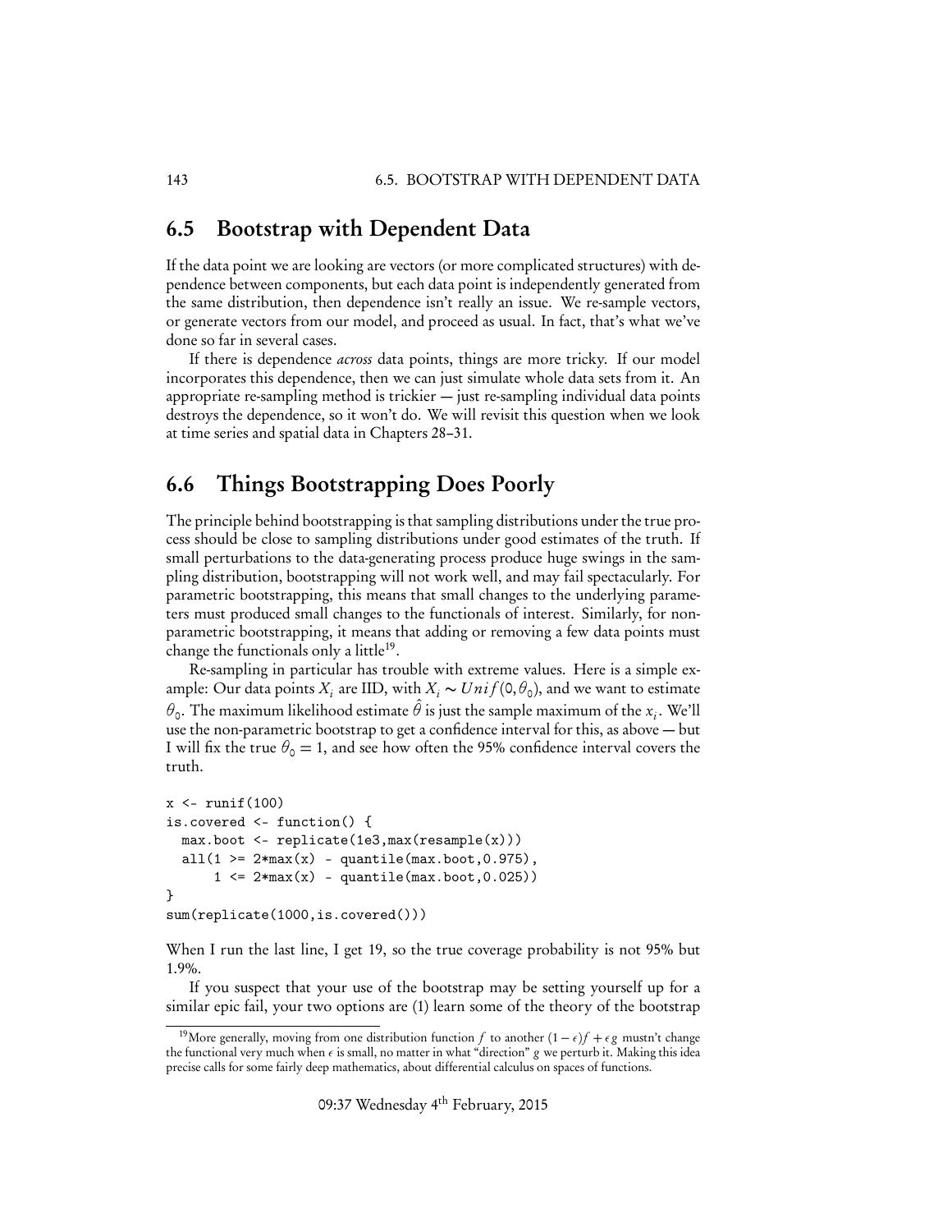## 6.5 Bootstrap with Dependent Data

If the data point we are looking are vectors (or more complicated structures) with dependence between components, but each data point is independently generated from the same distribution, then dependence isn't really an issue. We re-sample vectors, or generate vectors from our model, and proceed as usual. In fact, that's what we've done so far in several cases.

If there is dependence *across* data points, things are more tricky. If our model incorporates this dependence, then we can just simulate whole data sets from it. An appropriate re-sampling method is trickier — just re-sampling individual data points destroys the dependence, so it won't do. We will revisit this question when we look at time series and spatial data in Chapters 28–31.

## 6.6 Things Bootstrapping Does Poorly

The principle behind bootstrapping is that sampling distributions under the true process should be close to sampling distributions under good estimates of the truth. If small perturbations to the data-generating process produce huge swings in the sampling distribution, bootstrapping will not work well, and may fail spectacularly. For parametric bootstrapping, this means that small changes to the underlying parameters must produced small changes to the functionals of interest. Similarly, for non-parametric bootstrapping, it means that adding or removing a few data points must change the functionals only a little[19].

Re-sampling in particular has trouble with extreme values. Here is a simple example: Our data points $X_i$ are IID, with $X_i \sim Unif(0, \theta_0)$, and we want to estimate $\theta_0$. The maximum likelihood estimate $\hat{\theta}$ is just the sample maximum of the $x_i$. We'll use the non-parametric bootstrap to get a confidence interval for this, as above — but I will fix the true $\theta_0 = 1$, and see how often the 95% confidence interval covers the truth.

```
x <- runif(100)
is.covered <- function() {
  max.boot <- replicate(1e3,max(resample(x)))
  all(1 >= 2*max(x) - quantile(max.boot,0.975),
      1 <= 2*max(x) - quantile(max.boot,0.025))
}
sum(replicate(1000,is.covered()))
```

When I run the last line, I get 19, so the true coverage probability is not 95% but 1.9%.

If you suspect that your use of the bootstrap may be setting yourself up for a similar epic fail, your two options are (1) learn some of the theory of the bootstrap

[19] More generally, moving from one distribution function $f$ to another $(1-\epsilon)f + \epsilon g$ mustn't change the functional very much when $\epsilon$ is small, no matter in what "direction" $g$ we perturb it. Making this idea precise calls for some fairly deep mathematics, about differential calculus on spaces of functions.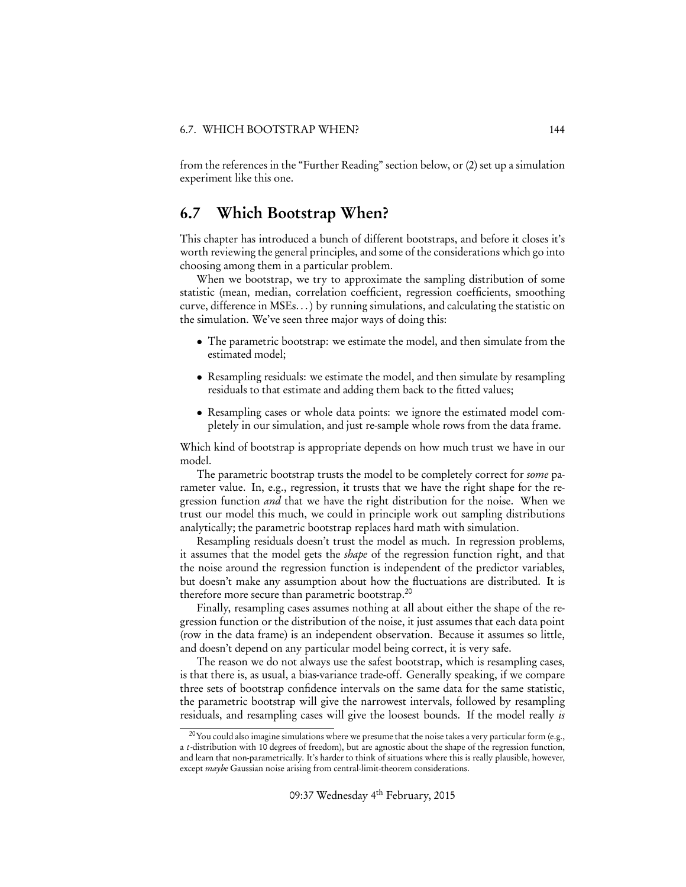from the references in the "Further Reading" section below, or (2) set up a simulation experiment like this one.

## 6.7 Which Bootstrap When?

This chapter has introduced a bunch of different bootstraps, and before it closes it's worth reviewing the general principles, and some of the considerations which go into choosing among them in a particular problem.

When we bootstrap, we try to approximate the sampling distribution of some statistic (mean, median, correlation coefficient, regression coefficients, smoothing curve, difference in MSEs…) by running simulations, and calculating the statistic on the simulation. We've seen three major ways of doing this:

- The parametric bootstrap: we estimate the model, and then simulate from the estimated model;
- Resampling residuals: we estimate the model, and then simulate by resampling residuals to that estimate and adding them back to the fitted values;
- Resampling cases or whole data points: we ignore the estimated model completely in our simulation, and just re-sample whole rows from the data frame.

Which kind of bootstrap is appropriate depends on how much trust we have in our model.

The parametric bootstrap trusts the model to be completely correct for *some* parameter value. In, e.g., regression, it trusts that we have the right shape for the regression function *and* that we have the right distribution for the noise. When we trust our model this much, we could in principle work out sampling distributions analytically; the parametric bootstrap replaces hard math with simulation.

Resampling residuals doesn't trust the model as much. In regression problems, it assumes that the model gets the *shape* of the regression function right, and that the noise around the regression function is independent of the predictor variables, but doesn't make any assumption about how the fluctuations are distributed. It is therefore more secure than parametric bootstrap.[20]

Finally, resampling cases assumes nothing at all about either the shape of the regression function or the distribution of the noise, it just assumes that each data point (row in the data frame) is an independent observation. Because it assumes so little, and doesn't depend on any particular model being correct, it is very safe.

The reason we do not always use the safest bootstrap, which is resampling cases, is that there is, as usual, a bias-variance trade-off. Generally speaking, if we compare three sets of bootstrap confidence intervals on the same data for the same statistic, the parametric bootstrap will give the narrowest intervals, followed by resampling residuals, and resampling cases will give the loosest bounds. If the model really *is*

[20] You could also imagine simulations where we presume that the noise takes a very particular form (e.g., a $t$-distribution with 10 degrees of freedom), but are agnostic about the shape of the regression function, and learn that non-parametrically. It's harder to think of situations where this is really plausible, however, except *maybe* Gaussian noise arising from central-limit-theorem considerations.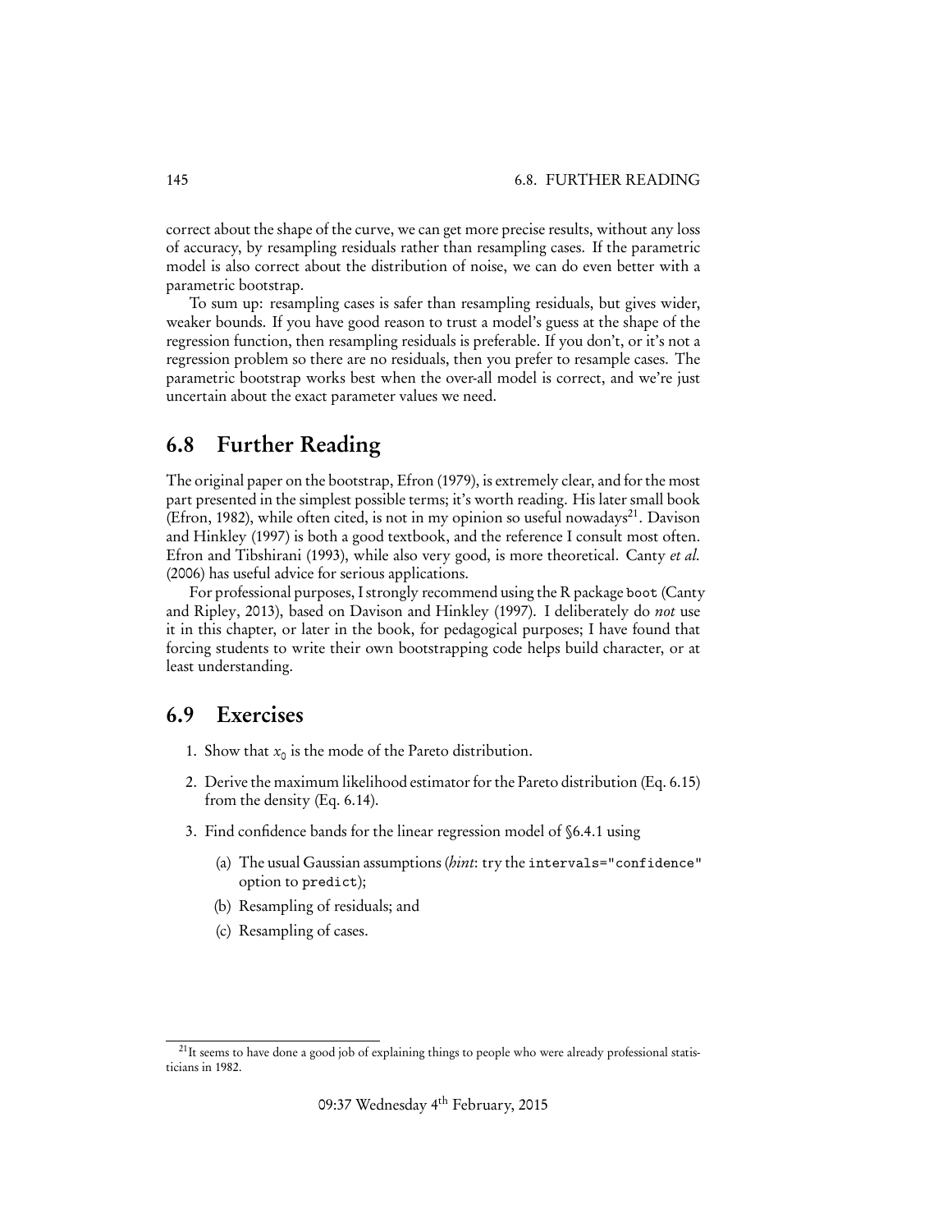correct about the shape of the curve, we can get more precise results, without any loss of accuracy, by resampling residuals rather than resampling cases. If the parametric model is also correct about the distribution of noise, we can do even better with a parametric bootstrap.

To sum up: resampling cases is safer than resampling residuals, but gives wider, weaker bounds. If you have good reason to trust a model's guess at the shape of the regression function, then resampling residuals is preferable. If you don't, or it's not a regression problem so there are no residuals, then you prefer to resample cases. The parametric bootstrap works best when the over-all model is correct, and we're just uncertain about the exact parameter values we need.

## 6.8 Further Reading

The original paper on the bootstrap, Efron (1979), is extremely clear, and for the most part presented in the simplest possible terms; it's worth reading. His later small book (Efron, 1982), while often cited, is not in my opinion so useful nowadays[21]. Davison and Hinkley (1997) is both a good textbook, and the reference I consult most often. Efron and Tibshirani (1993), while also very good, is more theoretical. Canty *et al.* (2006) has useful advice for serious applications.

For professional purposes, I strongly recommend using the R package `boot` (Canty and Ripley, 2013), based on Davison and Hinkley (1997). I deliberately do *not* use it in this chapter, or later in the book, for pedagogical purposes; I have found that forcing students to write their own bootstrapping code helps build character, or at least understanding.

## 6.9 Exercises

1. Show that $x_0$ is the mode of the Pareto distribution.
2. Derive the maximum likelihood estimator for the Pareto distribution (Eq. 6.15) from the density (Eq. 6.14).
3. Find confidence bands for the linear regression model of §6.4.1 using
   (a) The usual Gaussian assumptions (*hint*: try the `intervals="confidence"` option to `predict`);
   (b) Resampling of residuals; and
   (c) Resampling of cases.

[21] It seems to have done a good job of explaining things to people who were already professional statisticians in 1982.